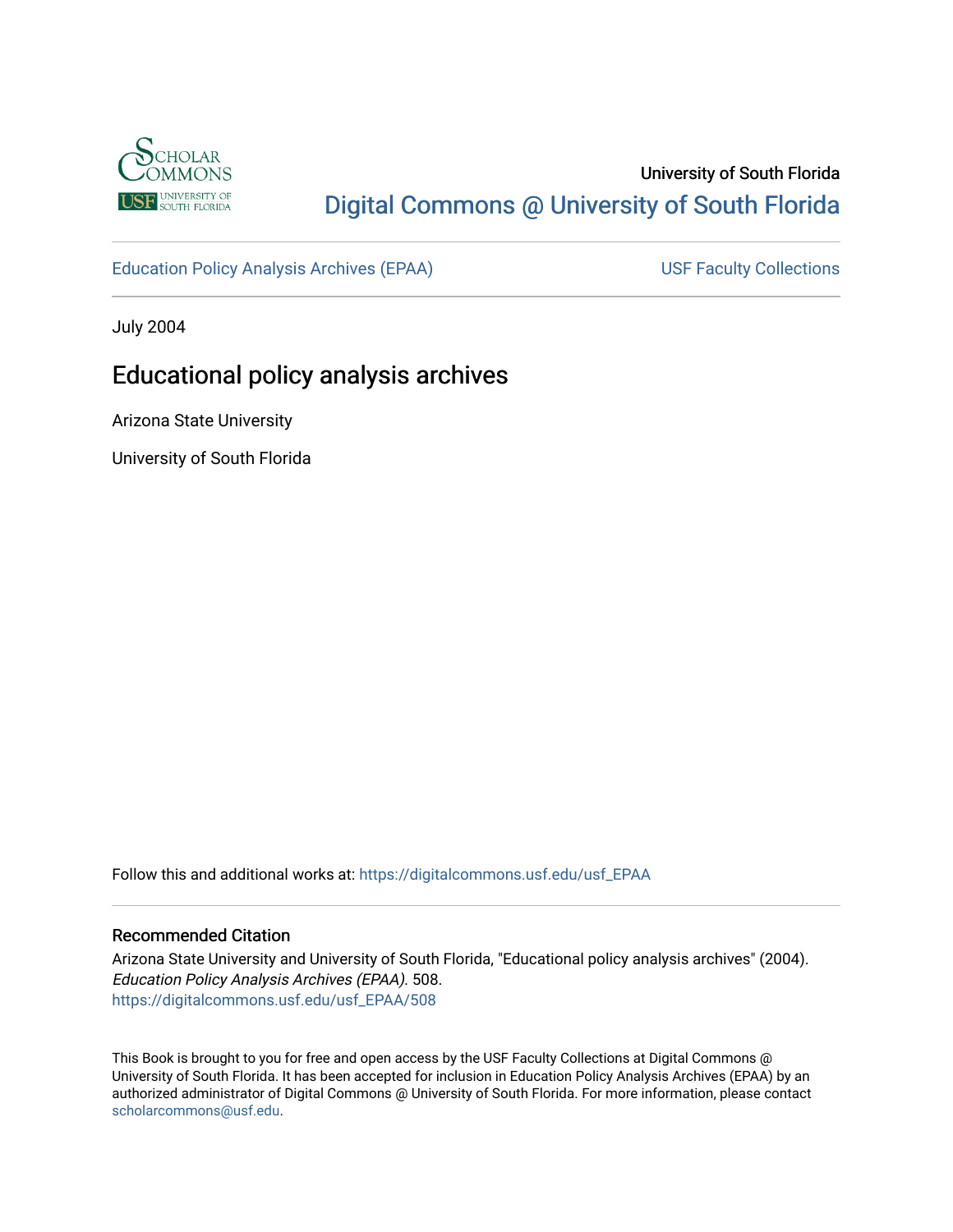University of South Florida

Digital Commons @ University of South Florida

Education Policy Analysis Archives (EPAA)

USF Faculty Collections

July 2004

# Educational policy analysis archives

Arizona State University

University of South Florida

Follow this and additional works at: https://digitalcommons.usf.edu/usf_EPAA

## Recommended Citation

Arizona State University and University of South Florida, "Educational policy analysis archives" (2004). *Education Policy Analysis Archives (EPAA)*. 508.
https://digitalcommons.usf.edu/usf_EPAA/508

This Book is brought to you for free and open access by the USF Faculty Collections at Digital Commons @ University of South Florida. It has been accepted for inclusion in Education Policy Analysis Archives (EPAA) by an authorized administrator of Digital Commons @ University of South Florida. For more information, please contact scholarcommons@usf.edu.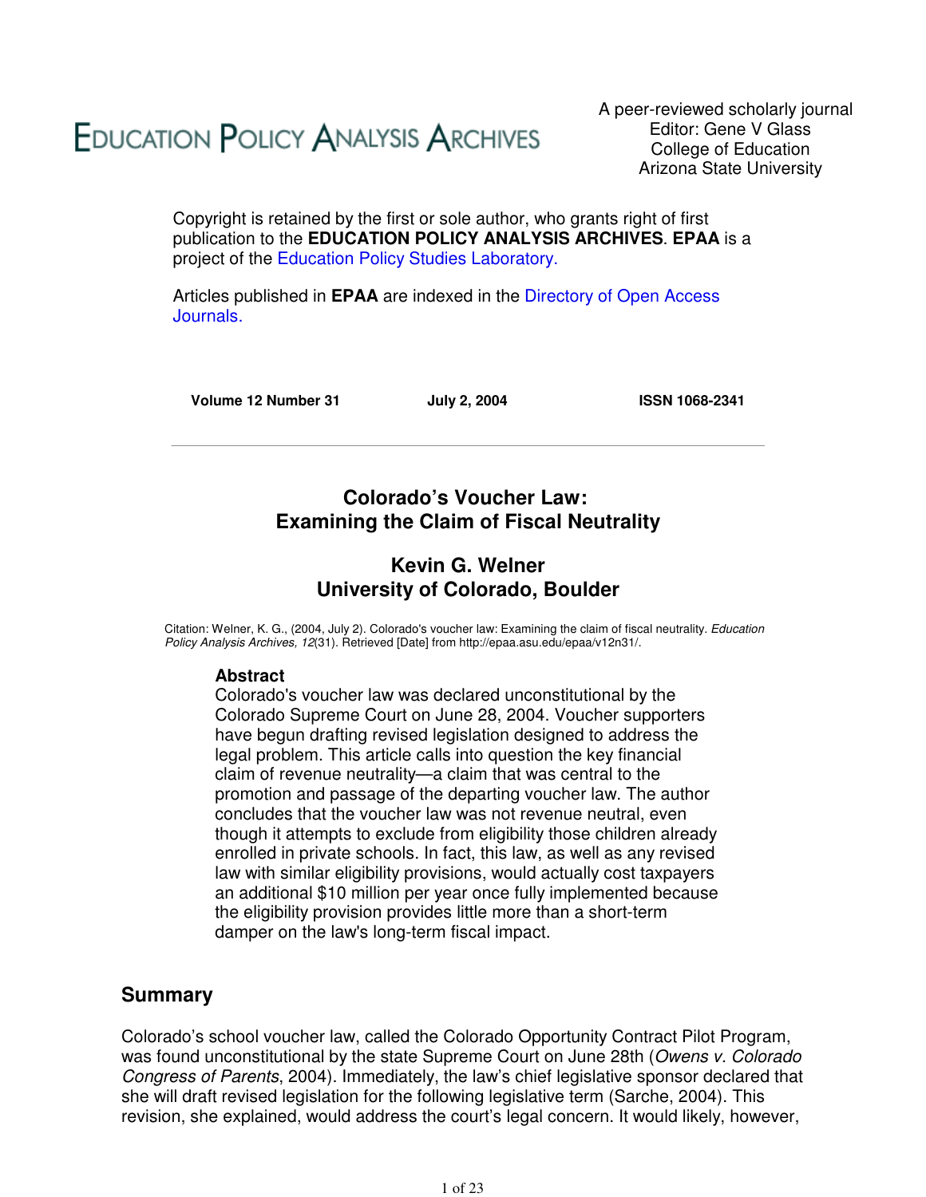# EDUCATION POLICY ANALYSIS ARCHIVES

A peer-reviewed scholarly journal
Editor: Gene V Glass
College of Education
Arizona State University

Copyright is retained by the first or sole author, who grants right of first publication to the **EDUCATION POLICY ANALYSIS ARCHIVES**. **EPAA** is a project of the Education Policy Studies Laboratory.

Articles published in **EPAA** are indexed in the Directory of Open Access Journals.

**Volume 12 Number 31** | **July 2, 2004** | **ISSN 1068-2341**

---

## Colorado's Voucher Law: Examining the Claim of Fiscal Neutrality

### Kevin G. Welner
### University of Colorado, Boulder

Citation: Welner, K. G., (2004, July 2). Colorado's voucher law: Examining the claim of fiscal neutrality. *Education Policy Analysis Archives, 12*(31). Retrieved [Date] from http://epaa.asu.edu/epaa/v12n31/.

**Abstract**
Colorado's voucher law was declared unconstitutional by the Colorado Supreme Court on June 28, 2004. Voucher supporters have begun drafting revised legislation designed to address the legal problem. This article calls into question the key financial claim of revenue neutrality—a claim that was central to the promotion and passage of the departing voucher law. The author concludes that the voucher law was not revenue neutral, even though it attempts to exclude from eligibility those children already enrolled in private schools. In fact, this law, as well as any revised law with similar eligibility provisions, would actually cost taxpayers an additional $10 million per year once fully implemented because the eligibility provision provides little more than a short-term damper on the law's long-term fiscal impact.

## Summary

Colorado's school voucher law, called the Colorado Opportunity Contract Pilot Program, was found unconstitutional by the state Supreme Court on June 28th (*Owens v. Colorado Congress of Parents*, 2004). Immediately, the law's chief legislative sponsor declared that she will draft revised legislation for the following legislative term (Sarche, 2004). This revision, she explained, would address the court's legal concern. It would likely, however,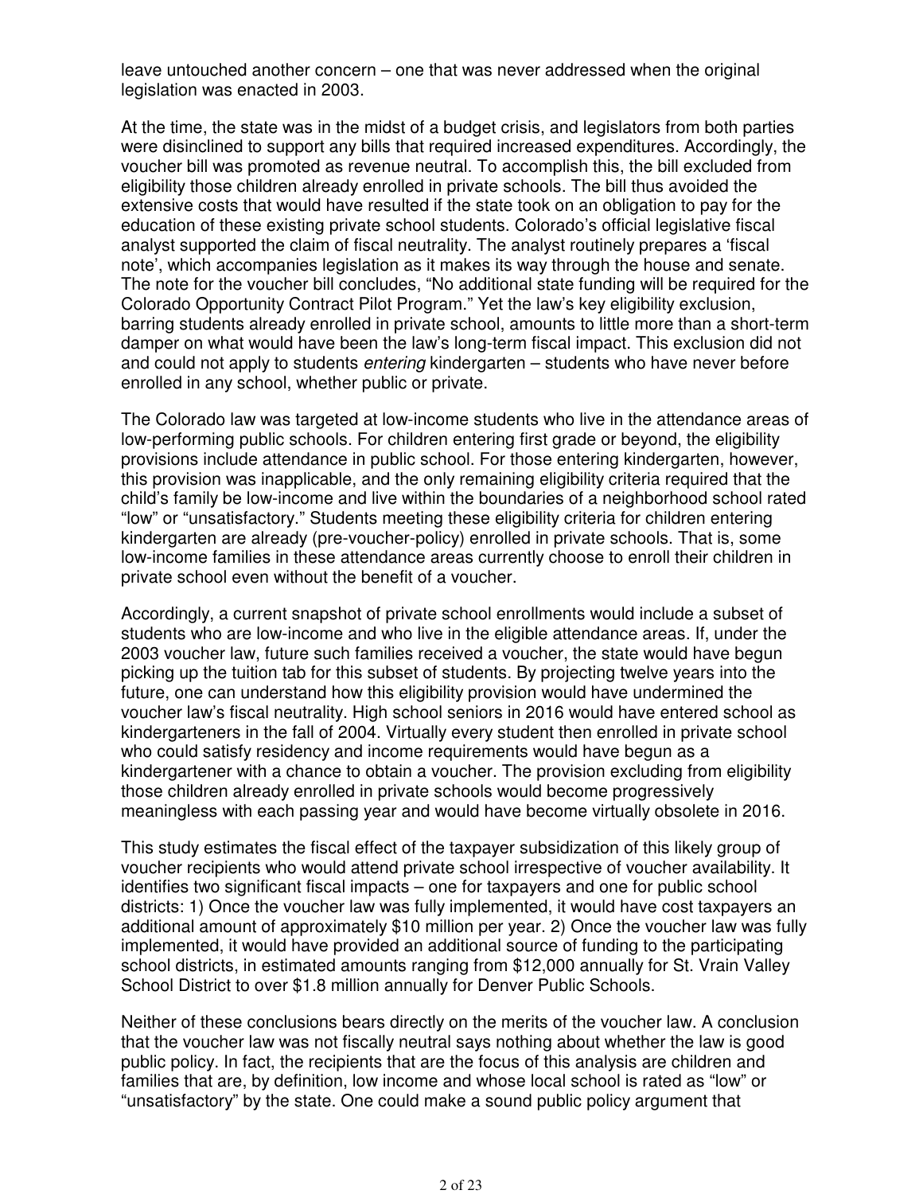leave untouched another concern – one that was never addressed when the original legislation was enacted in 2003.

At the time, the state was in the midst of a budget crisis, and legislators from both parties were disinclined to support any bills that required increased expenditures. Accordingly, the voucher bill was promoted as revenue neutral. To accomplish this, the bill excluded from eligibility those children already enrolled in private schools. The bill thus avoided the extensive costs that would have resulted if the state took on an obligation to pay for the education of these existing private school students. Colorado's official legislative fiscal analyst supported the claim of fiscal neutrality. The analyst routinely prepares a 'fiscal note', which accompanies legislation as it makes its way through the house and senate. The note for the voucher bill concludes, "No additional state funding will be required for the Colorado Opportunity Contract Pilot Program." Yet the law's key eligibility exclusion, barring students already enrolled in private school, amounts to little more than a short-term damper on what would have been the law's long-term fiscal impact. This exclusion did not and could not apply to students *entering* kindergarten – students who have never before enrolled in any school, whether public or private.

The Colorado law was targeted at low-income students who live in the attendance areas of low-performing public schools. For children entering first grade or beyond, the eligibility provisions include attendance in public school. For those entering kindergarten, however, this provision was inapplicable, and the only remaining eligibility criteria required that the child's family be low-income and live within the boundaries of a neighborhood school rated "low" or "unsatisfactory." Students meeting these eligibility criteria for children entering kindergarten are already (pre-voucher-policy) enrolled in private schools. That is, some low-income families in these attendance areas currently choose to enroll their children in private school even without the benefit of a voucher.

Accordingly, a current snapshot of private school enrollments would include a subset of students who are low-income and who live in the eligible attendance areas. If, under the 2003 voucher law, future such families received a voucher, the state would have begun picking up the tuition tab for this subset of students. By projecting twelve years into the future, one can understand how this eligibility provision would have undermined the voucher law's fiscal neutrality. High school seniors in 2016 would have entered school as kindergarteners in the fall of 2004. Virtually every student then enrolled in private school who could satisfy residency and income requirements would have begun as a kindergartener with a chance to obtain a voucher. The provision excluding from eligibility those children already enrolled in private schools would become progressively meaningless with each passing year and would have become virtually obsolete in 2016.

This study estimates the fiscal effect of the taxpayer subsidization of this likely group of voucher recipients who would attend private school irrespective of voucher availability. It identifies two significant fiscal impacts – one for taxpayers and one for public school districts: 1) Once the voucher law was fully implemented, it would have cost taxpayers an additional amount of approximately $10 million per year. 2) Once the voucher law was fully implemented, it would have provided an additional source of funding to the participating school districts, in estimated amounts ranging from $12,000 annually for St. Vrain Valley School District to over $1.8 million annually for Denver Public Schools.

Neither of these conclusions bears directly on the merits of the voucher law. A conclusion that the voucher law was not fiscally neutral says nothing about whether the law is good public policy. In fact, the recipients that are the focus of this analysis are children and families that are, by definition, low income and whose local school is rated as "low" or "unsatisfactory" by the state. One could make a sound public policy argument that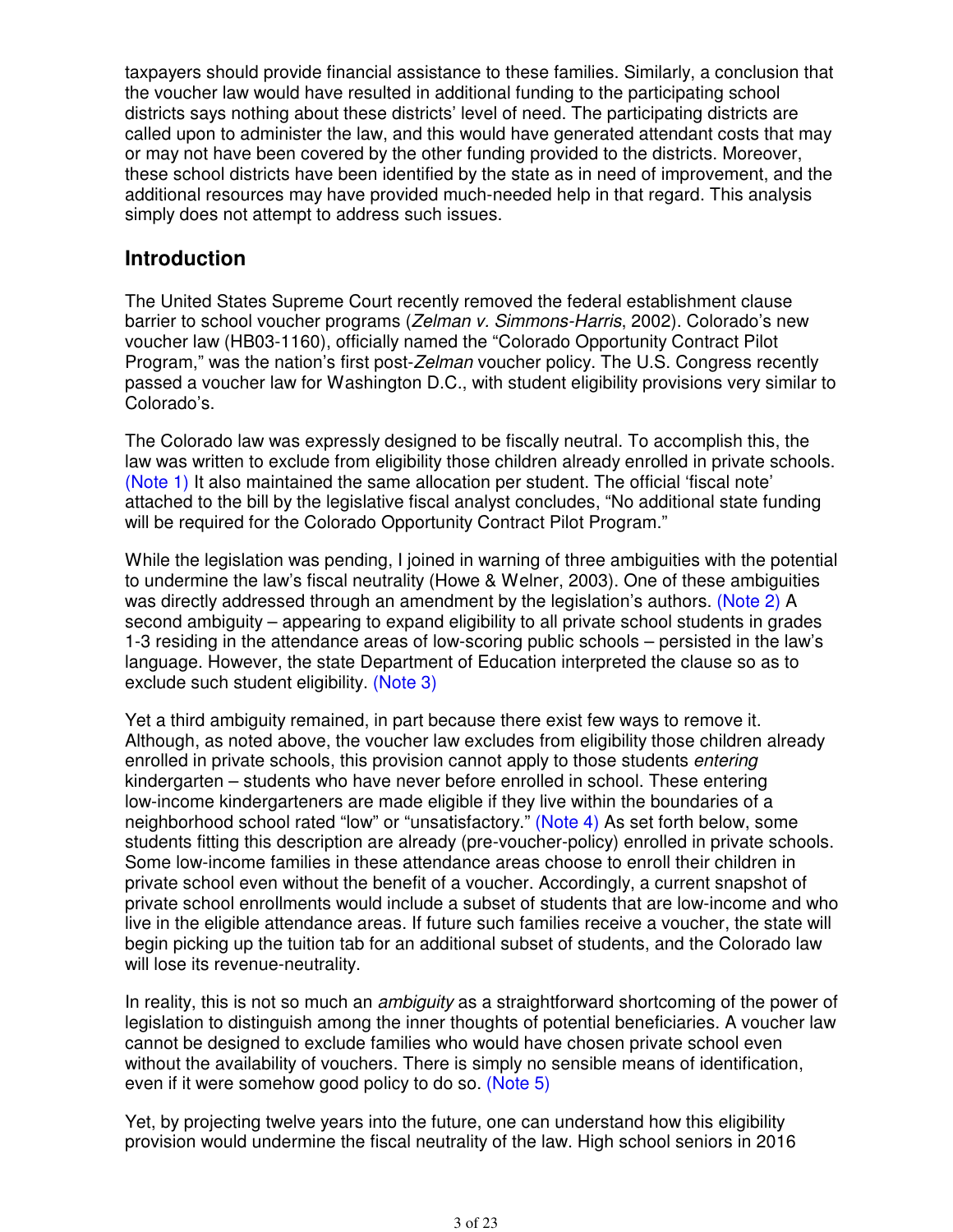taxpayers should provide financial assistance to these families. Similarly, a conclusion that the voucher law would have resulted in additional funding to the participating school districts says nothing about these districts' level of need. The participating districts are called upon to administer the law, and this would have generated attendant costs that may or may not have been covered by the other funding provided to the districts. Moreover, these school districts have been identified by the state as in need of improvement, and the additional resources may have provided much-needed help in that regard. This analysis simply does not attempt to address such issues.

## Introduction

The United States Supreme Court recently removed the federal establishment clause barrier to school voucher programs (*Zelman v. Simmons-Harris*, 2002). Colorado's new voucher law (HB03-1160), officially named the "Colorado Opportunity Contract Pilot Program," was the nation's first post-*Zelman* voucher policy. The U.S. Congress recently passed a voucher law for Washington D.C., with student eligibility provisions very similar to Colorado's.

The Colorado law was expressly designed to be fiscally neutral. To accomplish this, the law was written to exclude from eligibility those children already enrolled in private schools. (Note 1) It also maintained the same allocation per student. The official 'fiscal note' attached to the bill by the legislative fiscal analyst concludes, "No additional state funding will be required for the Colorado Opportunity Contract Pilot Program."

While the legislation was pending, I joined in warning of three ambiguities with the potential to undermine the law's fiscal neutrality (Howe & Welner, 2003). One of these ambiguities was directly addressed through an amendment by the legislation's authors. (Note 2) A second ambiguity – appearing to expand eligibility to all private school students in grades 1-3 residing in the attendance areas of low-scoring public schools – persisted in the law's language. However, the state Department of Education interpreted the clause so as to exclude such student eligibility. (Note 3)

Yet a third ambiguity remained, in part because there exist few ways to remove it. Although, as noted above, the voucher law excludes from eligibility those children already enrolled in private schools, this provision cannot apply to those students *entering* kindergarten – students who have never before enrolled in school. These entering low-income kindergarteners are made eligible if they live within the boundaries of a neighborhood school rated "low" or "unsatisfactory." (Note 4) As set forth below, some students fitting this description are already (pre-voucher-policy) enrolled in private schools. Some low-income families in these attendance areas choose to enroll their children in private school even without the benefit of a voucher. Accordingly, a current snapshot of private school enrollments would include a subset of students that are low-income and who live in the eligible attendance areas. If future such families receive a voucher, the state will begin picking up the tuition tab for an additional subset of students, and the Colorado law will lose its revenue-neutrality.

In reality, this is not so much an *ambiguity* as a straightforward shortcoming of the power of legislation to distinguish among the inner thoughts of potential beneficiaries. A voucher law cannot be designed to exclude families who would have chosen private school even without the availability of vouchers. There is simply no sensible means of identification, even if it were somehow good policy to do so. (Note 5)

Yet, by projecting twelve years into the future, one can understand how this eligibility provision would undermine the fiscal neutrality of the law. High school seniors in 2016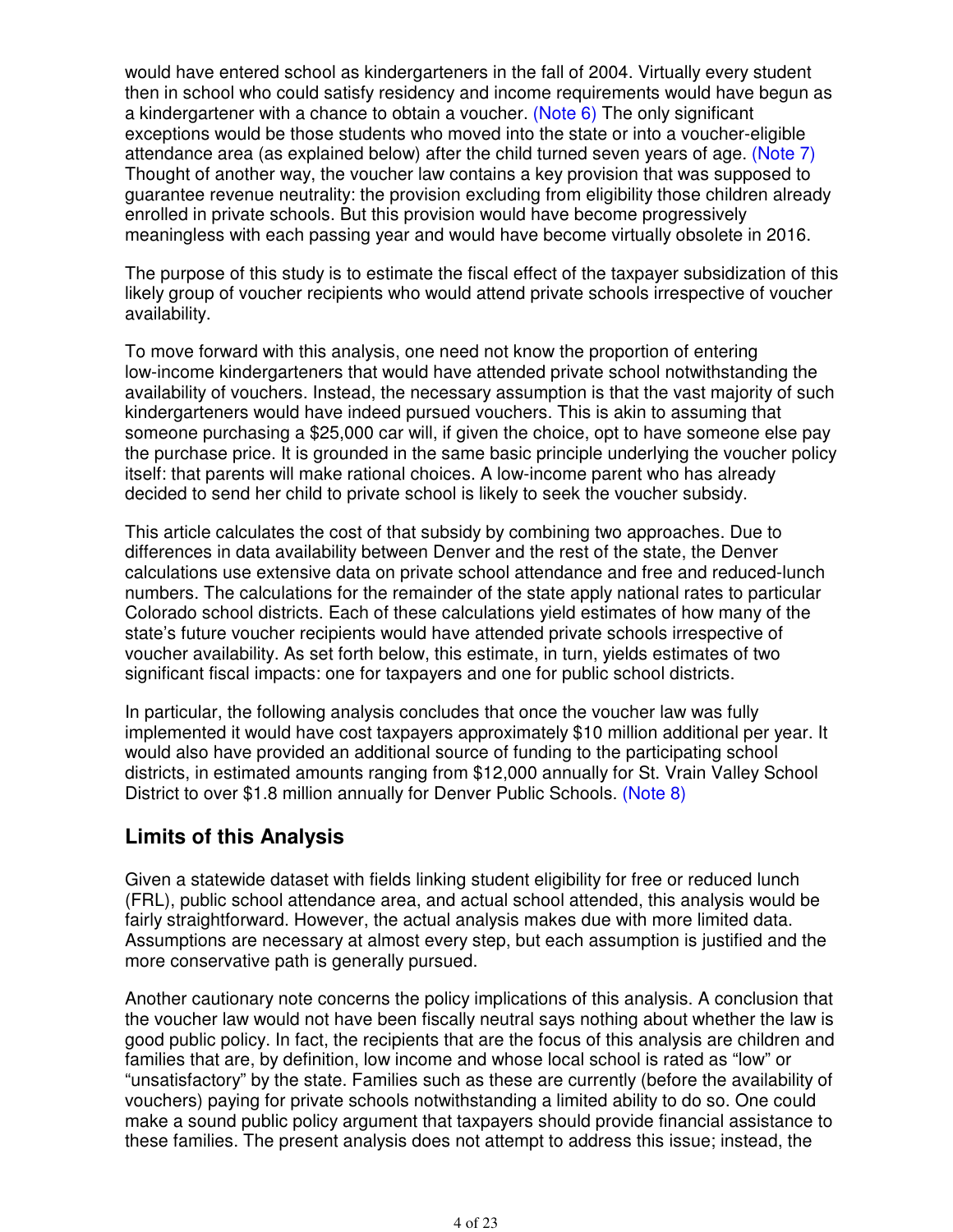would have entered school as kindergarteners in the fall of 2004. Virtually every student then in school who could satisfy residency and income requirements would have begun as a kindergartener with a chance to obtain a voucher. (Note 6) The only significant exceptions would be those students who moved into the state or into a voucher-eligible attendance area (as explained below) after the child turned seven years of age. (Note 7) Thought of another way, the voucher law contains a key provision that was supposed to guarantee revenue neutrality: the provision excluding from eligibility those children already enrolled in private schools. But this provision would have become progressively meaningless with each passing year and would have become virtually obsolete in 2016.

The purpose of this study is to estimate the fiscal effect of the taxpayer subsidization of this likely group of voucher recipients who would attend private schools irrespective of voucher availability.

To move forward with this analysis, one need not know the proportion of entering low-income kindergarteners that would have attended private school notwithstanding the availability of vouchers. Instead, the necessary assumption is that the vast majority of such kindergarteners would have indeed pursued vouchers. This is akin to assuming that someone purchasing a $25,000 car will, if given the choice, opt to have someone else pay the purchase price. It is grounded in the same basic principle underlying the voucher policy itself: that parents will make rational choices. A low-income parent who has already decided to send her child to private school is likely to seek the voucher subsidy.

This article calculates the cost of that subsidy by combining two approaches. Due to differences in data availability between Denver and the rest of the state, the Denver calculations use extensive data on private school attendance and free and reduced-lunch numbers. The calculations for the remainder of the state apply national rates to particular Colorado school districts. Each of these calculations yield estimates of how many of the state's future voucher recipients would have attended private schools irrespective of voucher availability. As set forth below, this estimate, in turn, yields estimates of two significant fiscal impacts: one for taxpayers and one for public school districts.

In particular, the following analysis concludes that once the voucher law was fully implemented it would have cost taxpayers approximately $10 million additional per year. It would also have provided an additional source of funding to the participating school districts, in estimated amounts ranging from $12,000 annually for St. Vrain Valley School District to over $1.8 million annually for Denver Public Schools. (Note 8)

## Limits of this Analysis

Given a statewide dataset with fields linking student eligibility for free or reduced lunch (FRL), public school attendance area, and actual school attended, this analysis would be fairly straightforward. However, the actual analysis makes due with more limited data. Assumptions are necessary at almost every step, but each assumption is justified and the more conservative path is generally pursued.

Another cautionary note concerns the policy implications of this analysis. A conclusion that the voucher law would not have been fiscally neutral says nothing about whether the law is good public policy. In fact, the recipients that are the focus of this analysis are children and families that are, by definition, low income and whose local school is rated as "low" or "unsatisfactory" by the state. Families such as these are currently (before the availability of vouchers) paying for private schools notwithstanding a limited ability to do so. One could make a sound public policy argument that taxpayers should provide financial assistance to these families. The present analysis does not attempt to address this issue; instead, the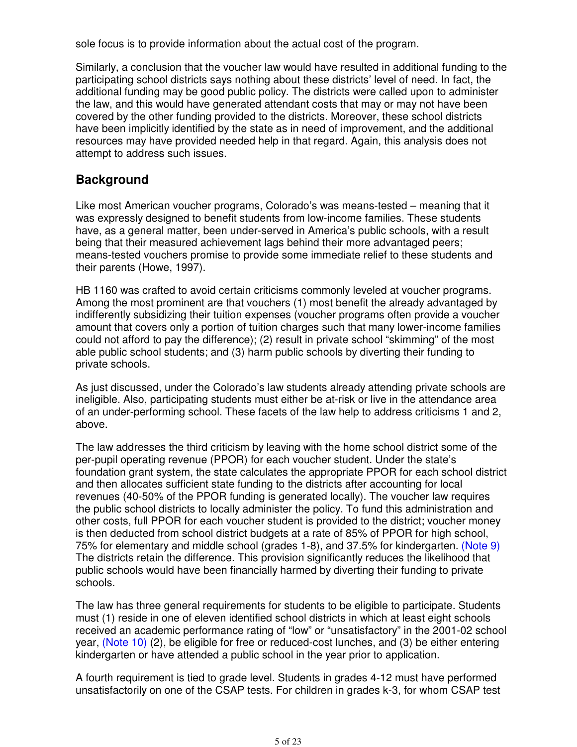sole focus is to provide information about the actual cost of the program.

Similarly, a conclusion that the voucher law would have resulted in additional funding to the participating school districts says nothing about these districts' level of need. In fact, the additional funding may be good public policy. The districts were called upon to administer the law, and this would have generated attendant costs that may or may not have been covered by the other funding provided to the districts. Moreover, these school districts have been implicitly identified by the state as in need of improvement, and the additional resources may have provided needed help in that regard. Again, this analysis does not attempt to address such issues.

## Background

Like most American voucher programs, Colorado's was means-tested – meaning that it was expressly designed to benefit students from low-income families. These students have, as a general matter, been under-served in America's public schools, with a result being that their measured achievement lags behind their more advantaged peers; means-tested vouchers promise to provide some immediate relief to these students and their parents (Howe, 1997).

HB 1160 was crafted to avoid certain criticisms commonly leveled at voucher programs. Among the most prominent are that vouchers (1) most benefit the already advantaged by indifferently subsidizing their tuition expenses (voucher programs often provide a voucher amount that covers only a portion of tuition charges such that many lower-income families could not afford to pay the difference); (2) result in private school "skimming" of the most able public school students; and (3) harm public schools by diverting their funding to private schools.

As just discussed, under the Colorado's law students already attending private schools are ineligible. Also, participating students must either be at-risk or live in the attendance area of an under-performing school. These facets of the law help to address criticisms 1 and 2, above.

The law addresses the third criticism by leaving with the home school district some of the per-pupil operating revenue (PPOR) for each voucher student. Under the state's foundation grant system, the state calculates the appropriate PPOR for each school district and then allocates sufficient state funding to the districts after accounting for local revenues (40-50% of the PPOR funding is generated locally). The voucher law requires the public school districts to locally administer the policy. To fund this administration and other costs, full PPOR for each voucher student is provided to the district; voucher money is then deducted from school district budgets at a rate of 85% of PPOR for high school, 75% for elementary and middle school (grades 1-8), and 37.5% for kindergarten. (Note 9) The districts retain the difference. This provision significantly reduces the likelihood that public schools would have been financially harmed by diverting their funding to private schools.

The law has three general requirements for students to be eligible to participate. Students must (1) reside in one of eleven identified school districts in which at least eight schools received an academic performance rating of "low" or "unsatisfactory" in the 2001-02 school year, (Note 10) (2), be eligible for free or reduced-cost lunches, and (3) be either entering kindergarten or have attended a public school in the year prior to application.

A fourth requirement is tied to grade level. Students in grades 4-12 must have performed unsatisfactorily on one of the CSAP tests. For children in grades k-3, for whom CSAP test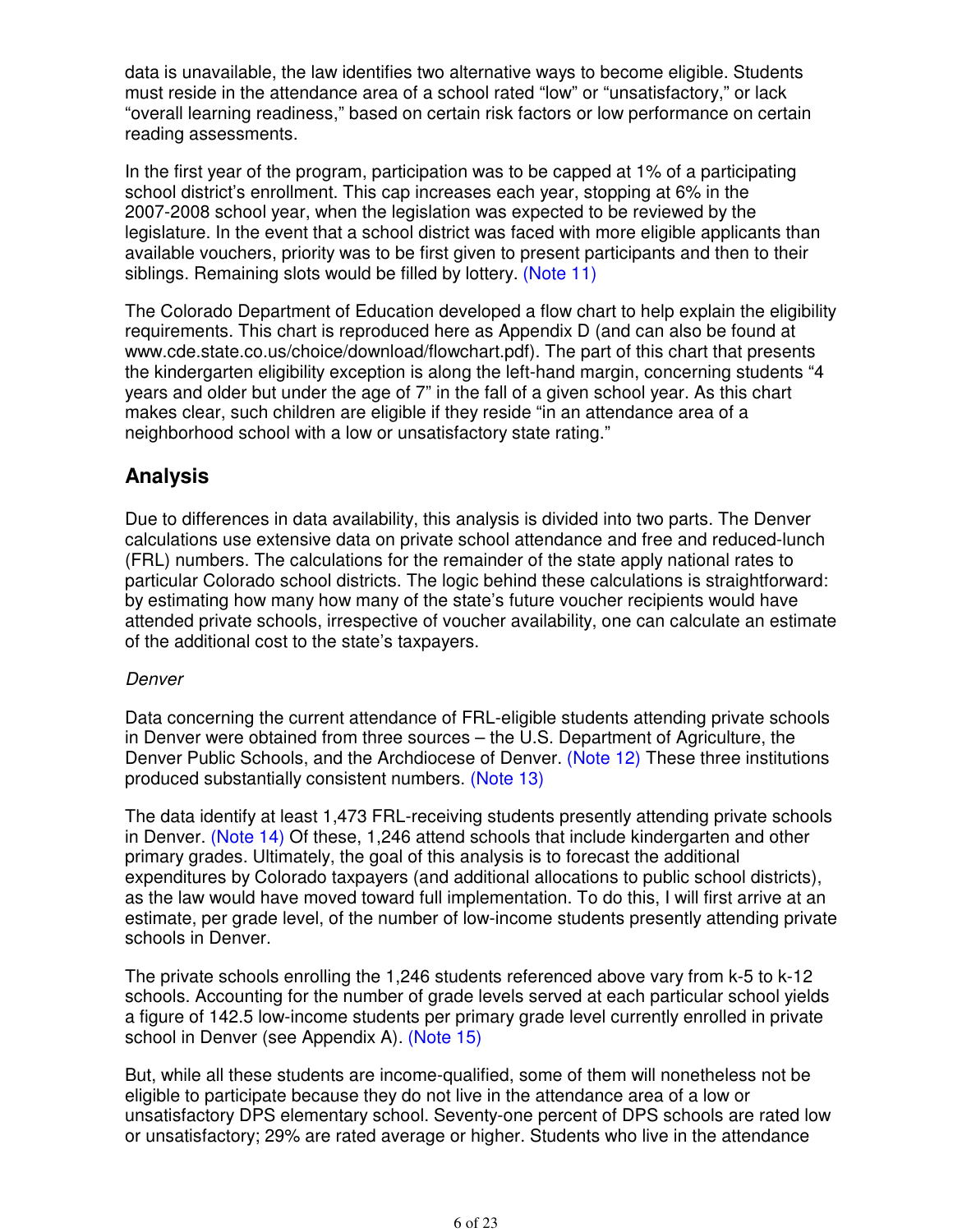data is unavailable, the law identifies two alternative ways to become eligible. Students must reside in the attendance area of a school rated "low" or "unsatisfactory," or lack "overall learning readiness," based on certain risk factors or low performance on certain reading assessments.

In the first year of the program, participation was to be capped at 1% of a participating school district's enrollment. This cap increases each year, stopping at 6% in the 2007-2008 school year, when the legislation was expected to be reviewed by the legislature. In the event that a school district was faced with more eligible applicants than available vouchers, priority was to be first given to present participants and then to their siblings. Remaining slots would be filled by lottery. (Note 11)

The Colorado Department of Education developed a flow chart to help explain the eligibility requirements. This chart is reproduced here as Appendix D (and can also be found at www.cde.state.co.us/choice/download/flowchart.pdf). The part of this chart that presents the kindergarten eligibility exception is along the left-hand margin, concerning students "4 years and older but under the age of 7" in the fall of a given school year. As this chart makes clear, such children are eligible if they reside "in an attendance area of a neighborhood school with a low or unsatisfactory state rating."

## Analysis

Due to differences in data availability, this analysis is divided into two parts. The Denver calculations use extensive data on private school attendance and free and reduced-lunch (FRL) numbers. The calculations for the remainder of the state apply national rates to particular Colorado school districts. The logic behind these calculations is straightforward: by estimating how many how many of the state's future voucher recipients would have attended private schools, irrespective of voucher availability, one can calculate an estimate of the additional cost to the state's taxpayers.

*Denver*

Data concerning the current attendance of FRL-eligible students attending private schools in Denver were obtained from three sources – the U.S. Department of Agriculture, the Denver Public Schools, and the Archdiocese of Denver. (Note 12) These three institutions produced substantially consistent numbers. (Note 13)

The data identify at least 1,473 FRL-receiving students presently attending private schools in Denver. (Note 14) Of these, 1,246 attend schools that include kindergarten and other primary grades. Ultimately, the goal of this analysis is to forecast the additional expenditures by Colorado taxpayers (and additional allocations to public school districts), as the law would have moved toward full implementation. To do this, I will first arrive at an estimate, per grade level, of the number of low-income students presently attending private schools in Denver.

The private schools enrolling the 1,246 students referenced above vary from k-5 to k-12 schools. Accounting for the number of grade levels served at each particular school yields a figure of 142.5 low-income students per primary grade level currently enrolled in private school in Denver (see Appendix A). (Note 15)

But, while all these students are income-qualified, some of them will nonetheless not be eligible to participate because they do not live in the attendance area of a low or unsatisfactory DPS elementary school. Seventy-one percent of DPS schools are rated low or unsatisfactory; 29% are rated average or higher. Students who live in the attendance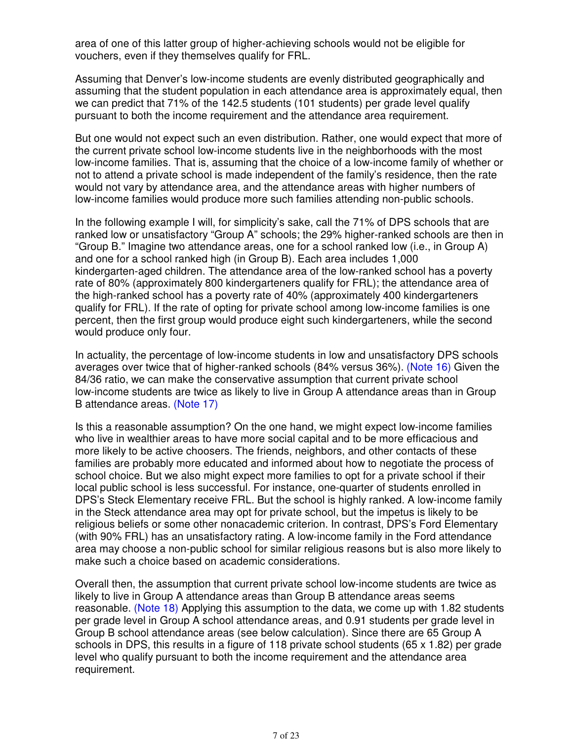area of one of this latter group of higher-achieving schools would not be eligible for vouchers, even if they themselves qualify for FRL.

Assuming that Denver's low-income students are evenly distributed geographically and assuming that the student population in each attendance area is approximately equal, then we can predict that 71% of the 142.5 students (101 students) per grade level qualify pursuant to both the income requirement and the attendance area requirement.

But one would not expect such an even distribution. Rather, one would expect that more of the current private school low-income students live in the neighborhoods with the most low-income families. That is, assuming that the choice of a low-income family of whether or not to attend a private school is made independent of the family's residence, then the rate would not vary by attendance area, and the attendance areas with higher numbers of low-income families would produce more such families attending non-public schools.

In the following example I will, for simplicity's sake, call the 71% of DPS schools that are ranked low or unsatisfactory "Group A" schools; the 29% higher-ranked schools are then in "Group B." Imagine two attendance areas, one for a school ranked low (i.e., in Group A) and one for a school ranked high (in Group B). Each area includes 1,000 kindergarten-aged children. The attendance area of the low-ranked school has a poverty rate of 80% (approximately 800 kindergarteners qualify for FRL); the attendance area of the high-ranked school has a poverty rate of 40% (approximately 400 kindergarteners qualify for FRL). If the rate of opting for private school among low-income families is one percent, then the first group would produce eight such kindergarteners, while the second would produce only four.

In actuality, the percentage of low-income students in low and unsatisfactory DPS schools averages over twice that of higher-ranked schools (84% versus 36%). (Note 16) Given the 84/36 ratio, we can make the conservative assumption that current private school low-income students are twice as likely to live in Group A attendance areas than in Group B attendance areas. (Note 17)

Is this a reasonable assumption? On the one hand, we might expect low-income families who live in wealthier areas to have more social capital and to be more efficacious and more likely to be active choosers. The friends, neighbors, and other contacts of these families are probably more educated and informed about how to negotiate the process of school choice. But we also might expect more families to opt for a private school if their local public school is less successful. For instance, one-quarter of students enrolled in DPS's Steck Elementary receive FRL. But the school is highly ranked. A low-income family in the Steck attendance area may opt for private school, but the impetus is likely to be religious beliefs or some other nonacademic criterion. In contrast, DPS's Ford Elementary (with 90% FRL) has an unsatisfactory rating. A low-income family in the Ford attendance area may choose a non-public school for similar religious reasons but is also more likely to make such a choice based on academic considerations.

Overall then, the assumption that current private school low-income students are twice as likely to live in Group A attendance areas than Group B attendance areas seems reasonable. (Note 18) Applying this assumption to the data, we come up with 1.82 students per grade level in Group A school attendance areas, and 0.91 students per grade level in Group B school attendance areas (see below calculation). Since there are 65 Group A schools in DPS, this results in a figure of 118 private school students (65 x 1.82) per grade level who qualify pursuant to both the income requirement and the attendance area requirement.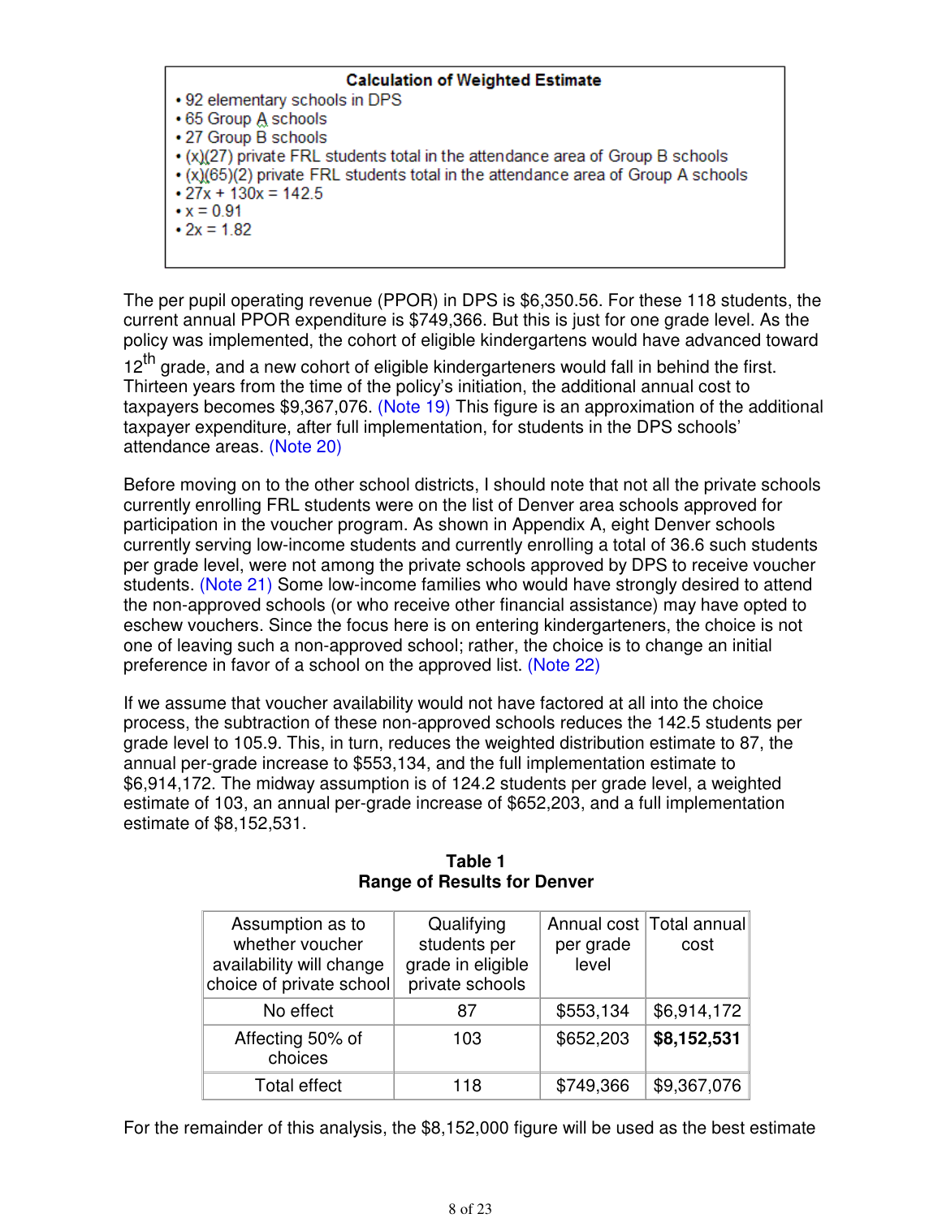**Calculation of Weighted Estimate**

- 92 elementary schools in DPS
- 65 Group A schools
- 27 Group B schools
- (x)(27) private FRL students total in the attendance area of Group B schools
- (x)(65)(2) private FRL students total in the attendance area of Group A schools
- $27x + 130x = 142.5$
- $x = 0.91$
- $2x = 1.82$

The per pupil operating revenue (PPOR) in DPS is $6,350.56. For these 118 students, the current annual PPOR expenditure is $749,366. But this is just for one grade level. As the policy was implemented, the cohort of eligible kindergartens would have advanced toward 12th grade, and a new cohort of eligible kindergarteners would fall in behind the first. Thirteen years from the time of the policy's initiation, the additional annual cost to taxpayers becomes $9,367,076. (Note 19) This figure is an approximation of the additional taxpayer expenditure, after full implementation, for students in the DPS schools' attendance areas. (Note 20)

Before moving on to the other school districts, I should note that not all the private schools currently enrolling FRL students were on the list of Denver area schools approved for participation in the voucher program. As shown in Appendix A, eight Denver schools currently serving low-income students and currently enrolling a total of 36.6 such students per grade level, were not among the private schools approved by DPS to receive voucher students. (Note 21) Some low-income families who would have strongly desired to attend the non-approved schools (or who receive other financial assistance) may have opted to eschew vouchers. Since the focus here is on entering kindergarteners, the choice is not one of leaving such a non-approved school; rather, the choice is to change an initial preference in favor of a school on the approved list. (Note 22)

If we assume that voucher availability would not have factored at all into the choice process, the subtraction of these non-approved schools reduces the 142.5 students per grade level to 105.9. This, in turn, reduces the weighted distribution estimate to 87, the annual per-grade increase to $553,134, and the full implementation estimate to $6,914,172. The midway assumption is of 124.2 students per grade level, a weighted estimate of 103, an annual per-grade increase of $652,203, and a full implementation estimate of $8,152,531.

**Table 1**
**Range of Results for Denver**

| Assumption as to whether voucher availability will change choice of private school | Qualifying students per grade in eligible private schools | Annual cost per grade level | Total annual cost |
|---|---|---|---|
| No effect | 87 | $553,134 | $6,914,172 |
| Affecting 50% of choices | 103 | $652,203 | **$8,152,531** |
| Total effect | 118 | $749,366 | $9,367,076 |

For the remainder of this analysis, the $8,152,000 figure will be used as the best estimate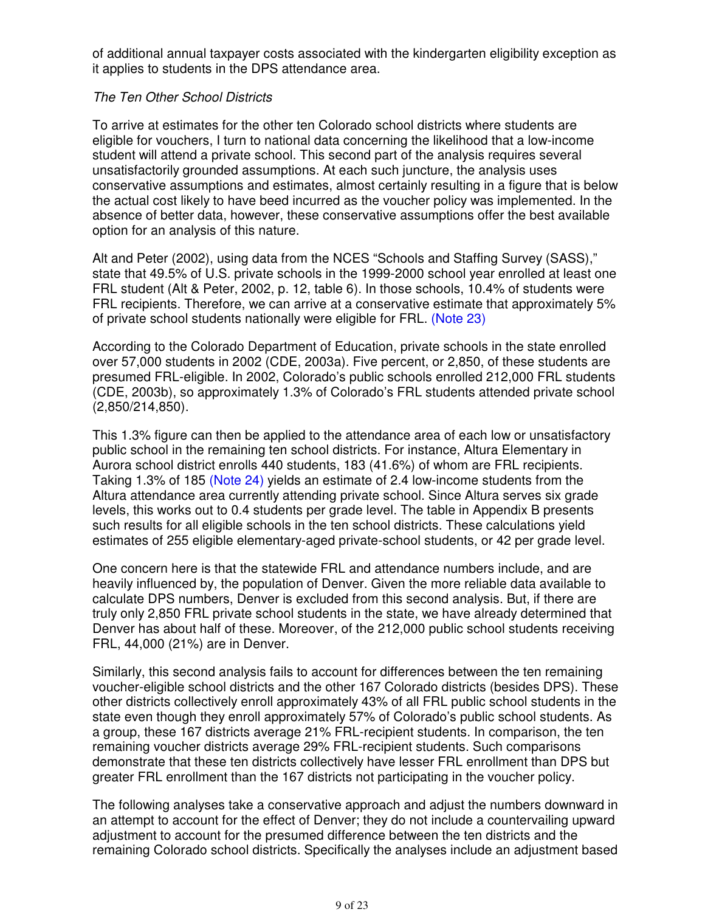of additional annual taxpayer costs associated with the kindergarten eligibility exception as it applies to students in the DPS attendance area.

*The Ten Other School Districts*

To arrive at estimates for the other ten Colorado school districts where students are eligible for vouchers, I turn to national data concerning the likelihood that a low-income student will attend a private school. This second part of the analysis requires several unsatisfactorily grounded assumptions. At each such juncture, the analysis uses conservative assumptions and estimates, almost certainly resulting in a figure that is below the actual cost likely to have beed incurred as the voucher policy was implemented. In the absence of better data, however, these conservative assumptions offer the best available option for an analysis of this nature.

Alt and Peter (2002), using data from the NCES "Schools and Staffing Survey (SASS)," state that 49.5% of U.S. private schools in the 1999-2000 school year enrolled at least one FRL student (Alt & Peter, 2002, p. 12, table 6). In those schools, 10.4% of students were FRL recipients. Therefore, we can arrive at a conservative estimate that approximately 5% of private school students nationally were eligible for FRL. (Note 23)

According to the Colorado Department of Education, private schools in the state enrolled over 57,000 students in 2002 (CDE, 2003a). Five percent, or 2,850, of these students are presumed FRL-eligible. In 2002, Colorado's public schools enrolled 212,000 FRL students (CDE, 2003b), so approximately 1.3% of Colorado's FRL students attended private school (2,850/214,850).

This 1.3% figure can then be applied to the attendance area of each low or unsatisfactory public school in the remaining ten school districts. For instance, Altura Elementary in Aurora school district enrolls 440 students, 183 (41.6%) of whom are FRL recipients. Taking 1.3% of 185 (Note 24) yields an estimate of 2.4 low-income students from the Altura attendance area currently attending private school. Since Altura serves six grade levels, this works out to 0.4 students per grade level. The table in Appendix B presents such results for all eligible schools in the ten school districts. These calculations yield estimates of 255 eligible elementary-aged private-school students, or 42 per grade level.

One concern here is that the statewide FRL and attendance numbers include, and are heavily influenced by, the population of Denver. Given the more reliable data available to calculate DPS numbers, Denver is excluded from this second analysis. But, if there are truly only 2,850 FRL private school students in the state, we have already determined that Denver has about half of these. Moreover, of the 212,000 public school students receiving FRL, 44,000 (21%) are in Denver.

Similarly, this second analysis fails to account for differences between the ten remaining voucher-eligible school districts and the other 167 Colorado districts (besides DPS). These other districts collectively enroll approximately 43% of all FRL public school students in the state even though they enroll approximately 57% of Colorado's public school students. As a group, these 167 districts average 21% FRL-recipient students. In comparison, the ten remaining voucher districts average 29% FRL-recipient students. Such comparisons demonstrate that these ten districts collectively have lesser FRL enrollment than DPS but greater FRL enrollment than the 167 districts not participating in the voucher policy.

The following analyses take a conservative approach and adjust the numbers downward in an attempt to account for the effect of Denver; they do not include a countervailing upward adjustment to account for the presumed difference between the ten districts and the remaining Colorado school districts. Specifically the analyses include an adjustment based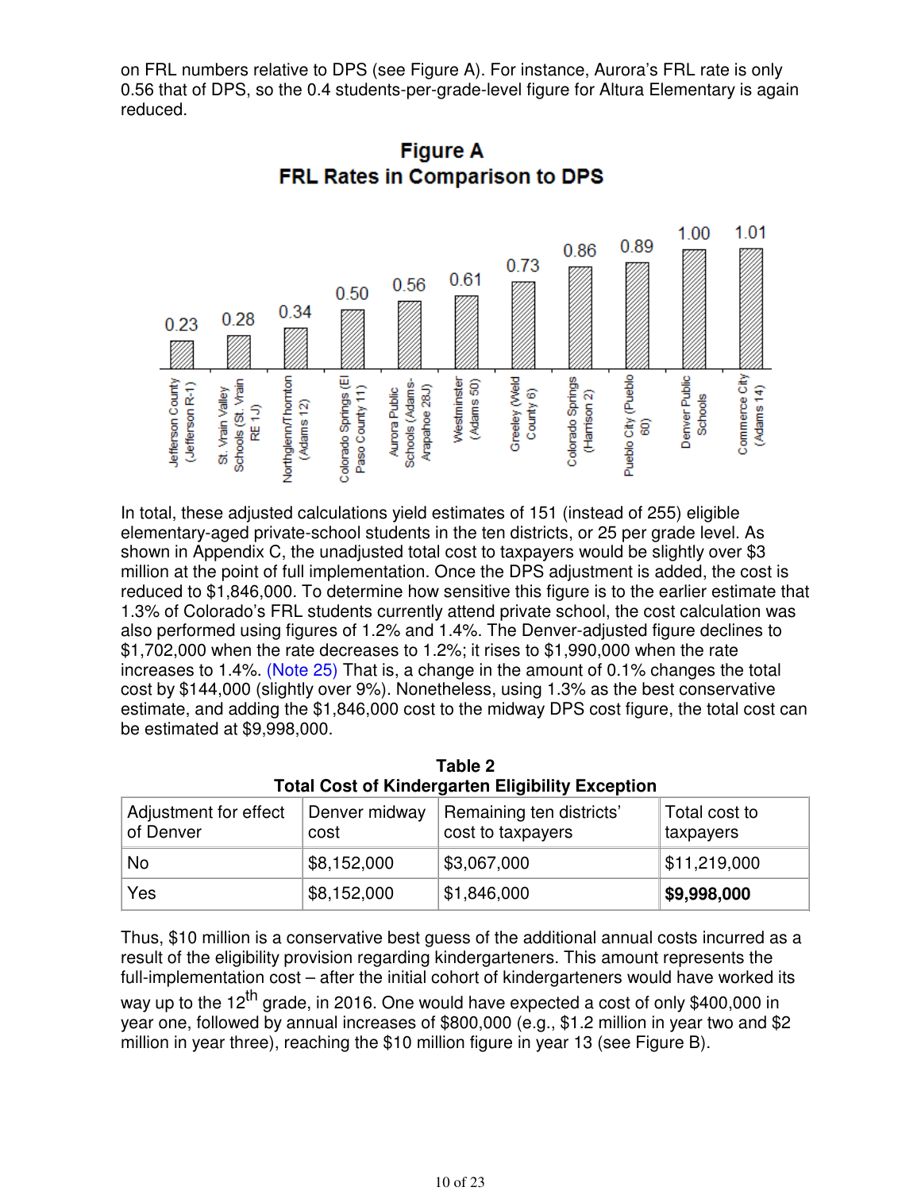on FRL numbers relative to DPS (see Figure A). For instance, Aurora's FRL rate is only 0.56 that of DPS, so the 0.4 students-per-grade-level figure for Altura Elementary is again reduced.

**Figure A**
**FRL Rates in Comparison to DPS**

0.23
Jefferson County (Jefferson R-1)

0.28
St. Vrain Valley Schools (St. Vrain RE 1J)

0.34
Northglenn/Thornton (Adams 12)

0.50
Colorado Springs (El Paso County 11)

0.56
Aurora Public Schools (Adams-Arapahoe 28J)

0.61
Westminster (Adams 50)

0.73
Greeley (Weld County 6)

0.86
Colorado Springs (Harrison 2)

0.89
Pueblo City (Pueblo 60)

1.00
Denver Public Schools

1.01
Commerce City (Adams 14)

In total, these adjusted calculations yield estimates of 151 (instead of 255) eligible elementary-aged private-school students in the ten districts, or 25 per grade level. As shown in Appendix C, the unadjusted total cost to taxpayers would be slightly over $3 million at the point of full implementation. Once the DPS adjustment is added, the cost is reduced to $1,846,000. To determine how sensitive this figure is to the earlier estimate that 1.3% of Colorado's FRL students currently attend private school, the cost calculation was also performed using figures of 1.2% and 1.4%. The Denver-adjusted figure declines to $1,702,000 when the rate decreases to 1.2%; it rises to $1,990,000 when the rate increases to 1.4%. (Note 25) That is, a change in the amount of 0.1% changes the total cost by $144,000 (slightly over 9%). Nonetheless, using 1.3% as the best conservative estimate, and adding the $1,846,000 cost to the midway DPS cost figure, the total cost can be estimated at $9,998,000.

**Table 2**
**Total Cost of Kindergarten Eligibility Exception**

| Adjustment for effect of Denver | Denver midway cost | Remaining ten districts' cost to taxpayers | Total cost to taxpayers |
|---|---|---|---|
| No | $8,152,000 | $3,067,000 | $11,219,000 |
| Yes | $8,152,000 | $1,846,000 | **$9,998,000** |

Thus, $10 million is a conservative best guess of the additional annual costs incurred as a result of the eligibility provision regarding kindergarteners. This amount represents the full-implementation cost – after the initial cohort of kindergarteners would have worked its way up to the 12th grade, in 2016. One would have expected a cost of only $400,000 in year one, followed by annual increases of $800,000 (e.g., $1.2 million in year two and $2 million in year three), reaching the $10 million figure in year 13 (see Figure B).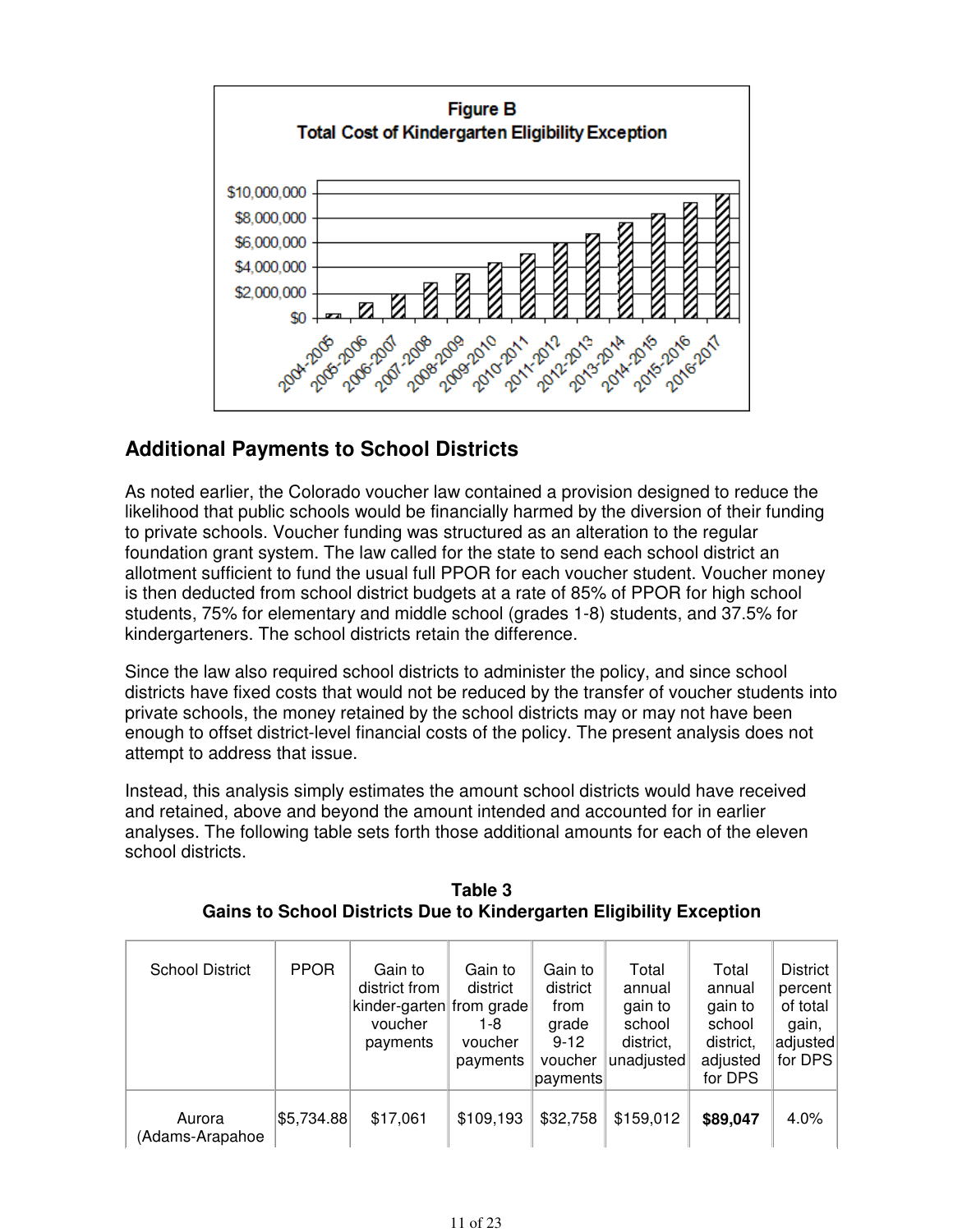Figure B
Total Cost of Kindergarten Eligibility Exception

$10,000,000
$8,000,000
$6,000,000
$4,000,000
$2,000,000
$0

2004-2005
2005-2006
2006-2007
2007-2008
2008-2009
2009-2010
2010-2011
2011-2012
2012-2013
2013-2014
2014-2015
2015-2016
2016-2017

## Additional Payments to School Districts

As noted earlier, the Colorado voucher law contained a provision designed to reduce the likelihood that public schools would be financially harmed by the diversion of their funding to private schools. Voucher funding was structured as an alteration to the regular foundation grant system. The law called for the state to send each school district an allotment sufficient to fund the usual full PPOR for each voucher student. Voucher money is then deducted from school district budgets at a rate of 85% of PPOR for high school students, 75% for elementary and middle school (grades 1-8) students, and 37.5% for kindergarteners. The school districts retain the difference.

Since the law also required school districts to administer the policy, and since school districts have fixed costs that would not be reduced by the transfer of voucher students into private schools, the money retained by the school districts may or may not have been enough to offset district-level financial costs of the policy. The present analysis does not attempt to address that issue.

Instead, this analysis simply estimates the amount school districts would have received and retained, above and beyond the amount intended and accounted for in earlier analyses. The following table sets forth those additional amounts for each of the eleven school districts.

**Table 3**
**Gains to School Districts Due to Kindergarten Eligibility Exception**

| School District | PPOR | Gain to district from kinder-garten voucher payments | Gain to district from grade 1-8 voucher payments | Gain to district from grade 9-12 voucher payments | Total annual gain to school district, unadjusted | Total annual gain to school district, adjusted for DPS | District percent of total gain, adjusted for DPS |
|---|---|---|---|---|---|---|---|
| Aurora (Adams-Arapahoe | $5,734.88 | $17,061 | $109,193 | $32,758 | $159,012 | **$89,047** | 4.0% |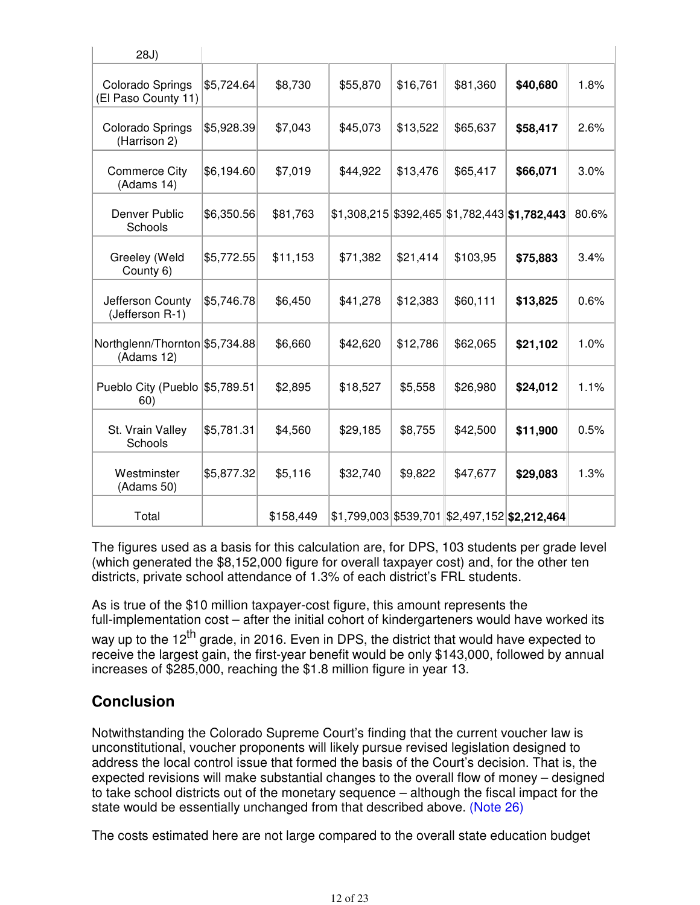| | | | | | | | |
|---|---|---|---|---|---|---|---|
| 28J) | | | | | | | |
| Colorado Springs (El Paso County 11) | $5,724.64 | $8,730 | $55,870 | $16,761 | $81,360 | **$40,680** | 1.8% |
| Colorado Springs (Harrison 2) | $5,928.39 | $7,043 | $45,073 | $13,522 | $65,637 | **$58,417** | 2.6% |
| Commerce City (Adams 14) | $6,194.60 | $7,019 | $44,922 | $13,476 | $65,417 | **$66,071** | 3.0% |
| Denver Public Schools | $6,350.56 | $81,763 | $1,308,215 | $392,465 | $1,782,443 | **$1,782,443** | 80.6% |
| Greeley (Weld County 6) | $5,772.55 | $11,153 | $71,382 | $21,414 | $103,95 | **$75,883** | 3.4% |
| Jefferson County (Jefferson R-1) | $5,746.78 | $6,450 | $41,278 | $12,383 | $60,111 | **$13,825** | 0.6% |
| Northglenn/Thornton (Adams 12) | $5,734.88 | $6,660 | $42,620 | $12,786 | $62,065 | **$21,102** | 1.0% |
| Pueblo City (Pueblo 60) | $5,789.51 | $2,895 | $18,527 | $5,558 | $26,980 | **$24,012** | 1.1% |
| St. Vrain Valley Schools | $5,781.31 | $4,560 | $29,185 | $8,755 | $42,500 | **$11,900** | 0.5% |
| Westminster (Adams 50) | $5,877.32 | $5,116 | $32,740 | $9,822 | $47,677 | **$29,083** | 1.3% |
| Total | | $158,449 | $1,799,003 | $539,701 | $2,497,152 | **$2,212,464** | |

The figures used as a basis for this calculation are, for DPS, 103 students per grade level (which generated the $8,152,000 figure for overall taxpayer cost) and, for the other ten districts, private school attendance of 1.3% of each district's FRL students.

As is true of the $10 million taxpayer-cost figure, this amount represents the full-implementation cost – after the initial cohort of kindergarteners would have worked its way up to the 12th grade, in 2016. Even in DPS, the district that would have expected to receive the largest gain, the first-year benefit would be only $143,000, followed by annual increases of $285,000, reaching the $1.8 million figure in year 13.

## Conclusion

Notwithstanding the Colorado Supreme Court's finding that the current voucher law is unconstitutional, voucher proponents will likely pursue revised legislation designed to address the local control issue that formed the basis of the Court's decision. That is, the expected revisions will make substantial changes to the overall flow of money – designed to take school districts out of the monetary sequence – although the fiscal impact for the state would be essentially unchanged from that described above. (Note 26)

The costs estimated here are not large compared to the overall state education budget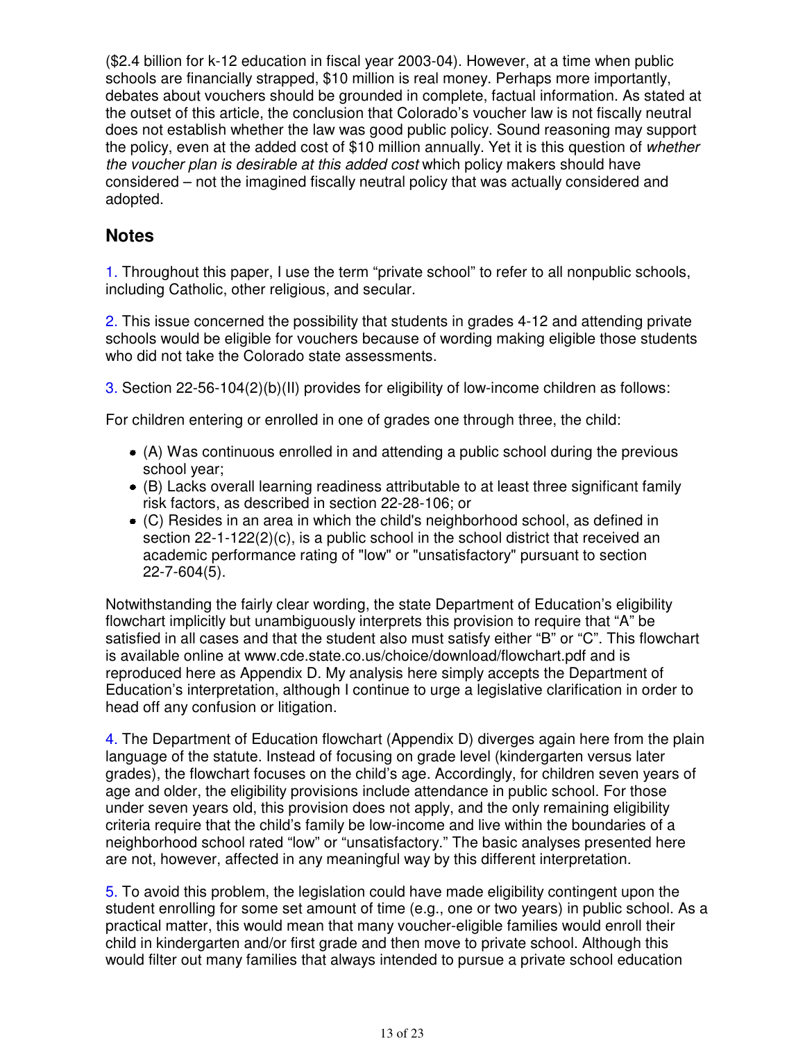($2.4 billion for k-12 education in fiscal year 2003-04). However, at a time when public schools are financially strapped, $10 million is real money. Perhaps more importantly, debates about vouchers should be grounded in complete, factual information. As stated at the outset of this article, the conclusion that Colorado's voucher law is not fiscally neutral does not establish whether the law was good public policy. Sound reasoning may support the policy, even at the added cost of $10 million annually. Yet it is this question of *whether the voucher plan is desirable at this added cost* which policy makers should have considered – not the imagined fiscally neutral policy that was actually considered and adopted.

## Notes

1. Throughout this paper, I use the term "private school" to refer to all nonpublic schools, including Catholic, other religious, and secular.

2. This issue concerned the possibility that students in grades 4-12 and attending private schools would be eligible for vouchers because of wording making eligible those students who did not take the Colorado state assessments.

3. Section 22-56-104(2)(b)(II) provides for eligibility of low-income children as follows:

For children entering or enrolled in one of grades one through three, the child:

- (A) Was continuous enrolled in and attending a public school during the previous school year;
- (B) Lacks overall learning readiness attributable to at least three significant family risk factors, as described in section 22-28-106; or
- (C) Resides in an area in which the child's neighborhood school, as defined in section 22-1-122(2)(c), is a public school in the school district that received an academic performance rating of "low" or "unsatisfactory" pursuant to section 22-7-604(5).

Notwithstanding the fairly clear wording, the state Department of Education's eligibility flowchart implicitly but unambiguously interprets this provision to require that "A" be satisfied in all cases and that the student also must satisfy either "B" or "C". This flowchart is available online at www.cde.state.co.us/choice/download/flowchart.pdf and is reproduced here as Appendix D. My analysis here simply accepts the Department of Education's interpretation, although I continue to urge a legislative clarification in order to head off any confusion or litigation.

4. The Department of Education flowchart (Appendix D) diverges again here from the plain language of the statute. Instead of focusing on grade level (kindergarten versus later grades), the flowchart focuses on the child's age. Accordingly, for children seven years of age and older, the eligibility provisions include attendance in public school. For those under seven years old, this provision does not apply, and the only remaining eligibility criteria require that the child's family be low-income and live within the boundaries of a neighborhood school rated "low" or "unsatisfactory." The basic analyses presented here are not, however, affected in any meaningful way by this different interpretation.

5. To avoid this problem, the legislation could have made eligibility contingent upon the student enrolling for some set amount of time (e.g., one or two years) in public school. As a practical matter, this would mean that many voucher-eligible families would enroll their child in kindergarten and/or first grade and then move to private school. Although this would filter out many families that always intended to pursue a private school education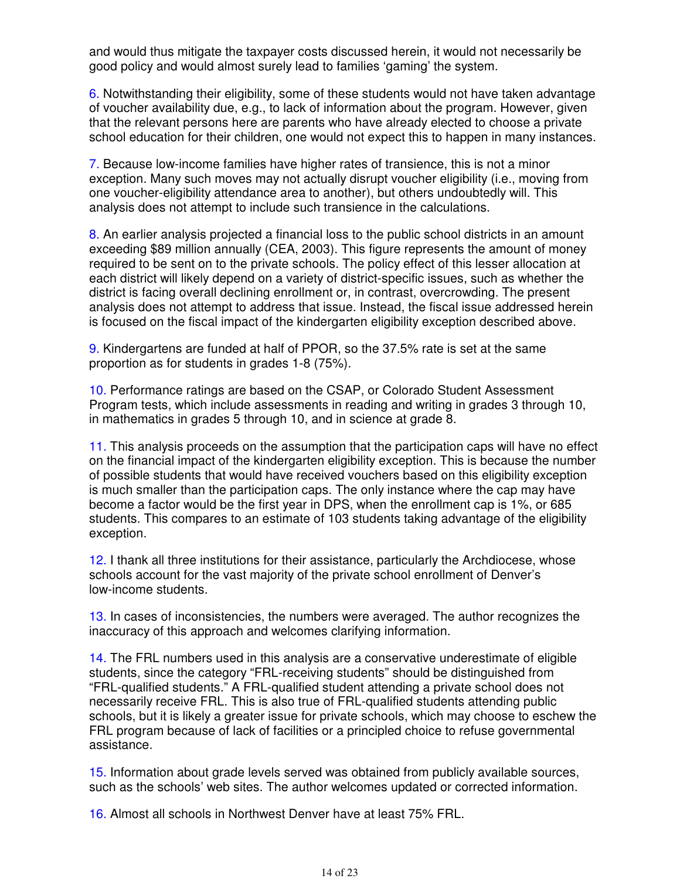and would thus mitigate the taxpayer costs discussed herein, it would not necessarily be good policy and would almost surely lead to families 'gaming' the system.

6. Notwithstanding their eligibility, some of these students would not have taken advantage of voucher availability due, e.g., to lack of information about the program. However, given that the relevant persons here are parents who have already elected to choose a private school education for their children, one would not expect this to happen in many instances.

7. Because low-income families have higher rates of transience, this is not a minor exception. Many such moves may not actually disrupt voucher eligibility (i.e., moving from one voucher-eligibility attendance area to another), but others undoubtedly will. This analysis does not attempt to include such transience in the calculations.

8. An earlier analysis projected a financial loss to the public school districts in an amount exceeding $89 million annually (CEA, 2003). This figure represents the amount of money required to be sent on to the private schools. The policy effect of this lesser allocation at each district will likely depend on a variety of district-specific issues, such as whether the district is facing overall declining enrollment or, in contrast, overcrowding. The present analysis does not attempt to address that issue. Instead, the fiscal issue addressed herein is focused on the fiscal impact of the kindergarten eligibility exception described above.

9. Kindergartens are funded at half of PPOR, so the 37.5% rate is set at the same proportion as for students in grades 1-8 (75%).

10. Performance ratings are based on the CSAP, or Colorado Student Assessment Program tests, which include assessments in reading and writing in grades 3 through 10, in mathematics in grades 5 through 10, and in science at grade 8.

11. This analysis proceeds on the assumption that the participation caps will have no effect on the financial impact of the kindergarten eligibility exception. This is because the number of possible students that would have received vouchers based on this eligibility exception is much smaller than the participation caps. The only instance where the cap may have become a factor would be the first year in DPS, when the enrollment cap is 1%, or 685 students. This compares to an estimate of 103 students taking advantage of the eligibility exception.

12. I thank all three institutions for their assistance, particularly the Archdiocese, whose schools account for the vast majority of the private school enrollment of Denver's low-income students.

13. In cases of inconsistencies, the numbers were averaged. The author recognizes the inaccuracy of this approach and welcomes clarifying information.

14. The FRL numbers used in this analysis are a conservative underestimate of eligible students, since the category "FRL-receiving students" should be distinguished from "FRL-qualified students." A FRL-qualified student attending a private school does not necessarily receive FRL. This is also true of FRL-qualified students attending public schools, but it is likely a greater issue for private schools, which may choose to eschew the FRL program because of lack of facilities or a principled choice to refuse governmental assistance.

15. Information about grade levels served was obtained from publicly available sources, such as the schools' web sites. The author welcomes updated or corrected information.

16. Almost all schools in Northwest Denver have at least 75% FRL.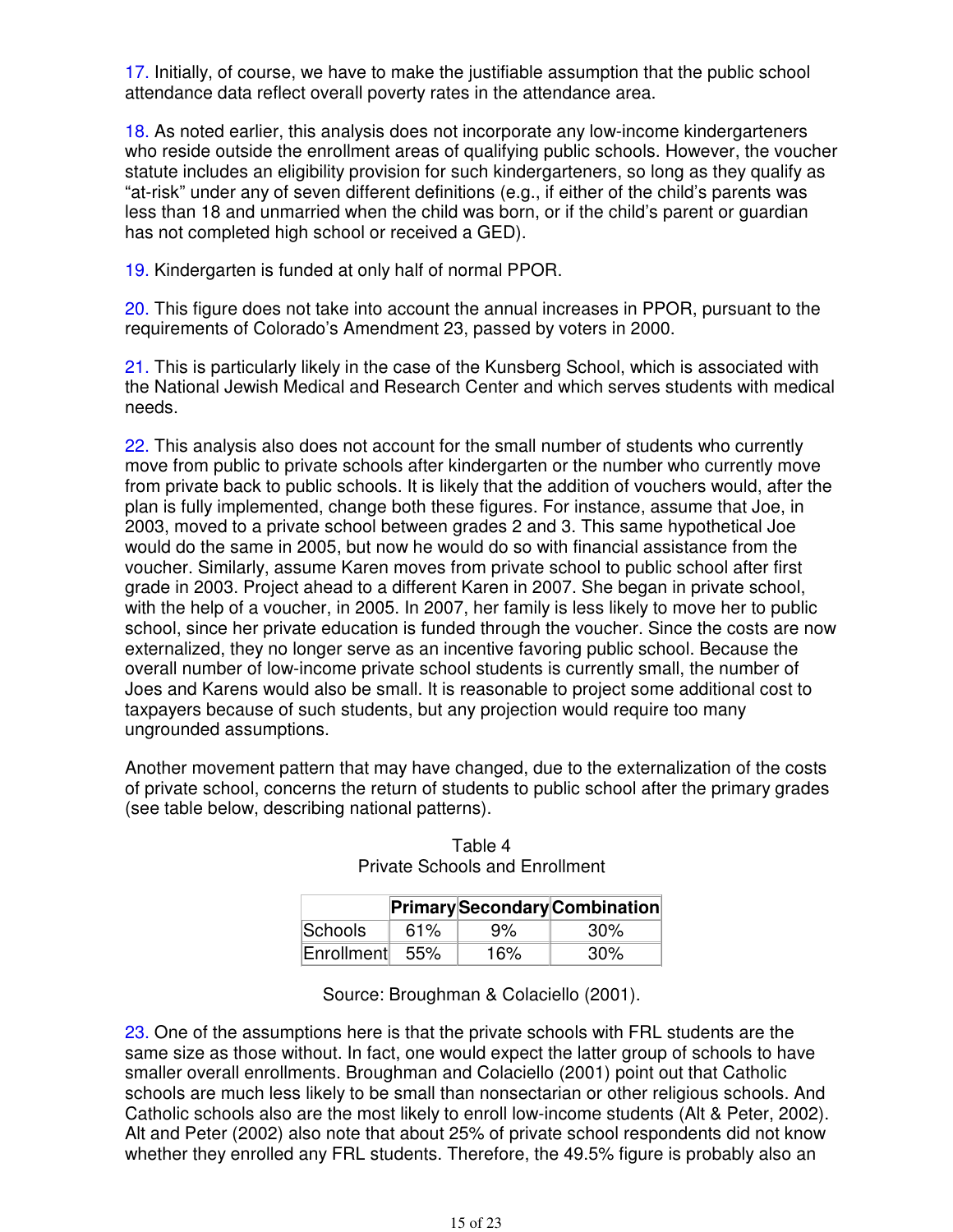17. Initially, of course, we have to make the justifiable assumption that the public school attendance data reflect overall poverty rates in the attendance area.

18. As noted earlier, this analysis does not incorporate any low-income kindergarteners who reside outside the enrollment areas of qualifying public schools. However, the voucher statute includes an eligibility provision for such kindergarteners, so long as they qualify as "at-risk" under any of seven different definitions (e.g., if either of the child's parents was less than 18 and unmarried when the child was born, or if the child's parent or guardian has not completed high school or received a GED).

19. Kindergarten is funded at only half of normal PPOR.

20. This figure does not take into account the annual increases in PPOR, pursuant to the requirements of Colorado's Amendment 23, passed by voters in 2000.

21. This is particularly likely in the case of the Kunsberg School, which is associated with the National Jewish Medical and Research Center and which serves students with medical needs.

22. This analysis also does not account for the small number of students who currently move from public to private schools after kindergarten or the number who currently move from private back to public schools. It is likely that the addition of vouchers would, after the plan is fully implemented, change both these figures. For instance, assume that Joe, in 2003, moved to a private school between grades 2 and 3. This same hypothetical Joe would do the same in 2005, but now he would do so with financial assistance from the voucher. Similarly, assume Karen moves from private school to public school after first grade in 2003. Project ahead to a different Karen in 2007. She began in private school, with the help of a voucher, in 2005. In 2007, her family is less likely to move her to public school, since her private education is funded through the voucher. Since the costs are now externalized, they no longer serve as an incentive favoring public school. Because the overall number of low-income private school students is currently small, the number of Joes and Karens would also be small. It is reasonable to project some additional cost to taxpayers because of such students, but any projection would require too many ungrounded assumptions.

Another movement pattern that may have changed, due to the externalization of the costs of private school, concerns the return of students to public school after the primary grades (see table below, describing national patterns).

Table 4
Private Schools and Enrollment

| | Primary | Secondary | Combination |
|---|---|---|---|
| Schools | 61% | 9% | 30% |
| Enrollment | 55% | 16% | 30% |

Source: Broughman & Colaciello (2001).

23. One of the assumptions here is that the private schools with FRL students are the same size as those without. In fact, one would expect the latter group of schools to have smaller overall enrollments. Broughman and Colaciello (2001) point out that Catholic schools are much less likely to be small than nonsectarian or other religious schools. And Catholic schools also are the most likely to enroll low-income students (Alt & Peter, 2002). Alt and Peter (2002) also note that about 25% of private school respondents did not know whether they enrolled any FRL students. Therefore, the 49.5% figure is probably also an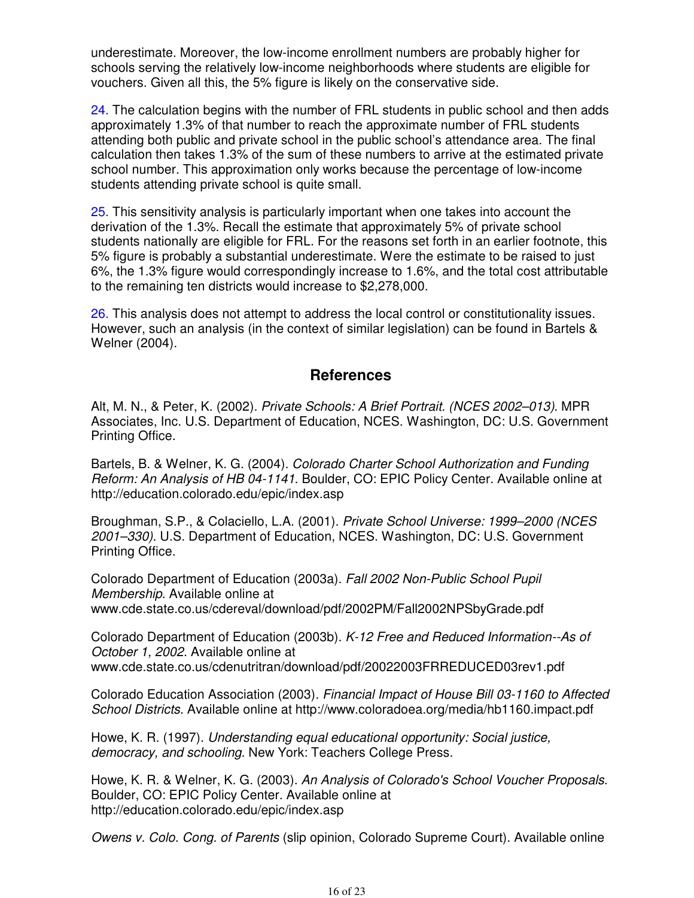underestimate. Moreover, the low-income enrollment numbers are probably higher for schools serving the relatively low-income neighborhoods where students are eligible for vouchers. Given all this, the 5% figure is likely on the conservative side.

24. The calculation begins with the number of FRL students in public school and then adds approximately 1.3% of that number to reach the approximate number of FRL students attending both public and private school in the public school's attendance area. The final calculation then takes 1.3% of the sum of these numbers to arrive at the estimated private school number. This approximation only works because the percentage of low-income students attending private school is quite small.

25. This sensitivity analysis is particularly important when one takes into account the derivation of the 1.3%. Recall the estimate that approximately 5% of private school students nationally are eligible for FRL. For the reasons set forth in an earlier footnote, this 5% figure is probably a substantial underestimate. Were the estimate to be raised to just 6%, the 1.3% figure would correspondingly increase to 1.6%, and the total cost attributable to the remaining ten districts would increase to $2,278,000.

26. This analysis does not attempt to address the local control or constitutionality issues. However, such an analysis (in the context of similar legislation) can be found in Bartels & Welner (2004).

## References

Alt, M. N., & Peter, K. (2002). *Private Schools: A Brief Portrait. (NCES 2002–013)*. MPR Associates, Inc. U.S. Department of Education, NCES. Washington, DC: U.S. Government Printing Office.

Bartels, B. & Welner, K. G. (2004). *Colorado Charter School Authorization and Funding Reform: An Analysis of HB 04-1141*. Boulder, CO: EPIC Policy Center. Available online at http://education.colorado.edu/epic/index.asp

Broughman, S.P., & Colaciello, L.A. (2001). *Private School Universe: 1999–2000 (NCES 2001–330)*. U.S. Department of Education, NCES. Washington, DC: U.S. Government Printing Office.

Colorado Department of Education (2003a). *Fall 2002 Non-Public School Pupil Membership*. Available online at www.cde.state.co.us/cdereval/download/pdf/2002PM/Fall2002NPSbyGrade.pdf

Colorado Department of Education (2003b). *K-12 Free and Reduced Information--As of October 1, 2002*. Available online at www.cde.state.co.us/cdenutritran/download/pdf/20022003FRREDUCED03rev1.pdf

Colorado Education Association (2003). *Financial Impact of House Bill 03-1160 to Affected School Districts*. Available online at http://www.coloradoea.org/media/hb1160.impact.pdf

Howe, K. R. (1997). *Understanding equal educational opportunity: Social justice, democracy, and schooling*. New York: Teachers College Press.

Howe, K. R. & Welner, K. G. (2003). *An Analysis of Colorado's School Voucher Proposals*. Boulder, CO: EPIC Policy Center. Available online at http://education.colorado.edu/epic/index.asp

*Owens v. Colo. Cong. of Parents* (slip opinion, Colorado Supreme Court). Available online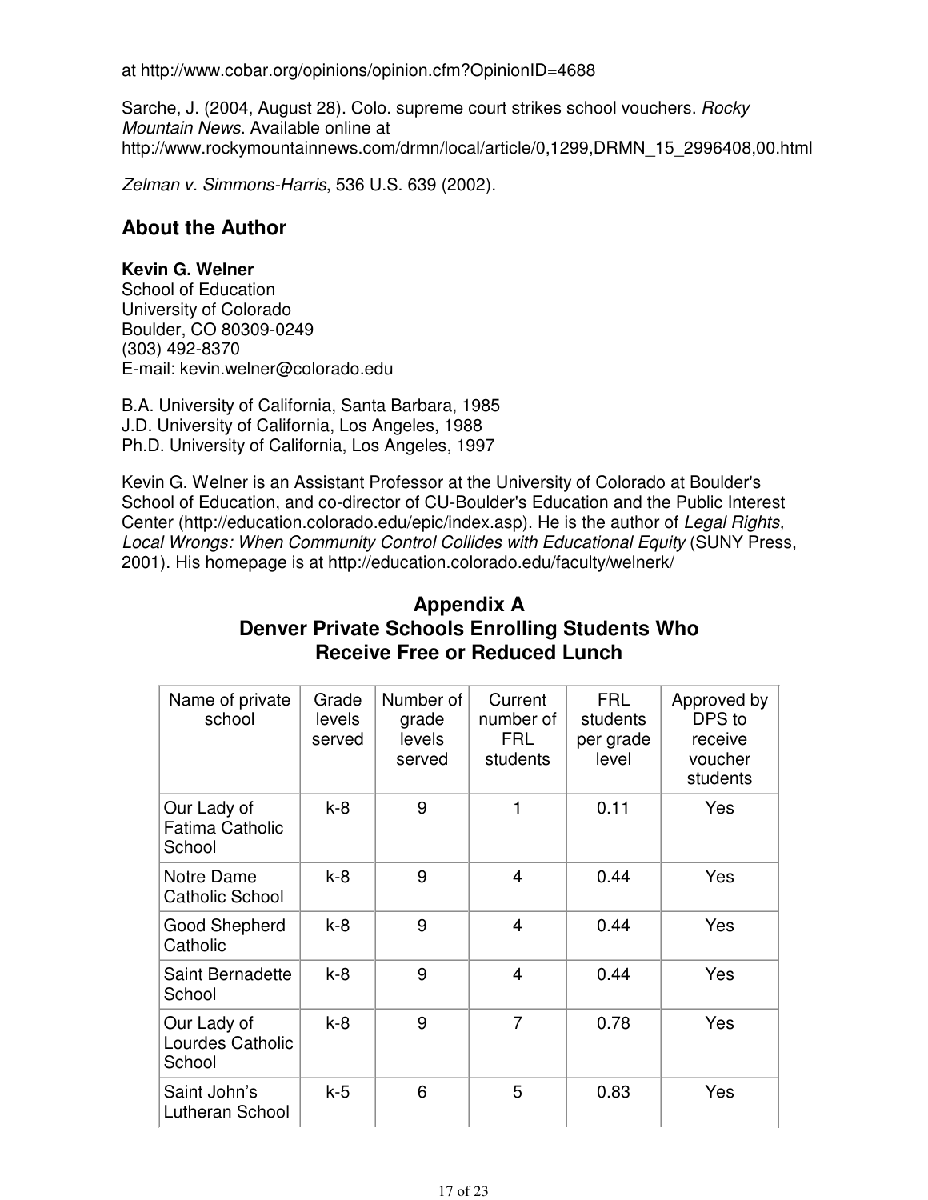at http://www.cobar.org/opinions/opinion.cfm?OpinionID=4688

Sarche, J. (2004, August 28). Colo. supreme court strikes school vouchers. *Rocky Mountain News*. Available online at http://www.rockymountainnews.com/drmn/local/article/0,1299,DRMN_15_2996408,00.html

*Zelman v. Simmons-Harris*, 536 U.S. 639 (2002).

## About the Author

**Kevin G. Welner**
School of Education
University of Colorado
Boulder, CO 80309-0249
(303) 492-8370
E-mail: kevin.welner@colorado.edu

B.A. University of California, Santa Barbara, 1985
J.D. University of California, Los Angeles, 1988
Ph.D. University of California, Los Angeles, 1997

Kevin G. Welner is an Assistant Professor at the University of Colorado at Boulder's School of Education, and co-director of CU-Boulder's Education and the Public Interest Center (http://education.colorado.edu/epic/index.asp). He is the author of *Legal Rights, Local Wrongs: When Community Control Collides with Educational Equity* (SUNY Press, 2001). His homepage is at http://education.colorado.edu/faculty/welnerk/

## Appendix A
## Denver Private Schools Enrolling Students Who Receive Free or Reduced Lunch

| Name of private school | Grade levels served | Number of grade levels served | Current number of FRL students | FRL students per grade level | Approved by DPS to receive voucher students |
|---|---|---|---|---|---|
| Our Lady of Fatima Catholic School | k-8 | 9 | 1 | 0.11 | Yes |
| Notre Dame Catholic School | k-8 | 9 | 4 | 0.44 | Yes |
| Good Shepherd Catholic | k-8 | 9 | 4 | 0.44 | Yes |
| Saint Bernadette School | k-8 | 9 | 4 | 0.44 | Yes |
| Our Lady of Lourdes Catholic School | k-8 | 9 | 7 | 0.78 | Yes |
| Saint John's Lutheran School | k-5 | 6 | 5 | 0.83 | Yes |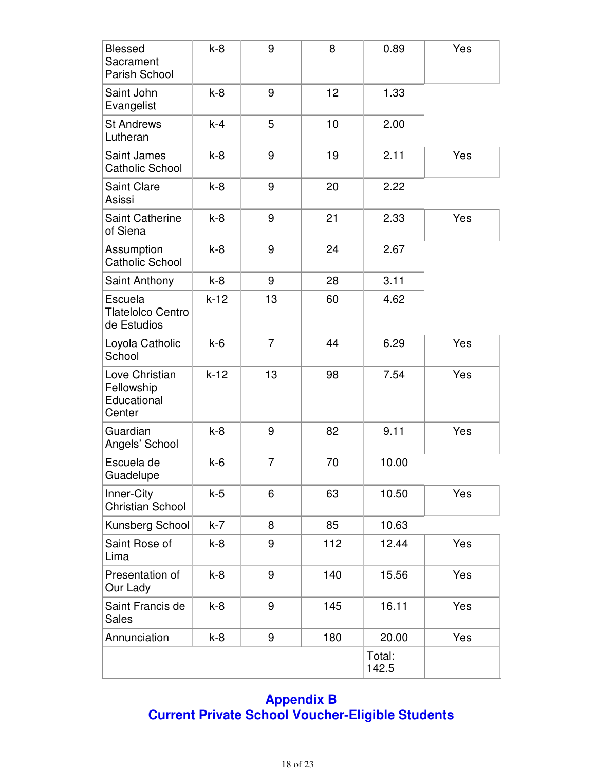| | | | | | |
|---|---|---|---|---|---|
| Blessed Sacrament Parish School | k-8 | 9 | 8 | 0.89 | Yes |
| Saint John Evangelist | k-8 | 9 | 12 | 1.33 | |
| St Andrews Lutheran | k-4 | 5 | 10 | 2.00 | |
| Saint James Catholic School | k-8 | 9 | 19 | 2.11 | Yes |
| Saint Clare Asisi | k-8 | 9 | 20 | 2.22 | |
| Saint Catherine of Siena | k-8 | 9 | 21 | 2.33 | Yes |
| Assumption Catholic School | k-8 | 9 | 24 | 2.67 | |
| Saint Anthony | k-8 | 9 | 28 | 3.11 | |
| Escuela Tlatelolco Centro de Estudios | k-12 | 13 | 60 | 4.62 | |
| Loyola Catholic School | k-6 | 7 | 44 | 6.29 | Yes |
| Love Christian Fellowship Educational Center | k-12 | 13 | 98 | 7.54 | Yes |
| Guardian Angels' School | k-8 | 9 | 82 | 9.11 | Yes |
| Escuela de Guadelupe | k-6 | 7 | 70 | 10.00 | |
| Inner-City Christian School | k-5 | 6 | 63 | 10.50 | Yes |
| Kunsberg School | k-7 | 8 | 85 | 10.63 | |
| Saint Rose of Lima | k-8 | 9 | 112 | 12.44 | Yes |
| Presentation of Our Lady | k-8 | 9 | 140 | 15.56 | Yes |
| Saint Francis de Sales | k-8 | 9 | 145 | 16.11 | Yes |
| Annunciation | k-8 | 9 | 180 | 20.00 | Yes |
| | | | | Total: 142.5 | |

## Appendix B
## Current Private School Voucher-Eligible Students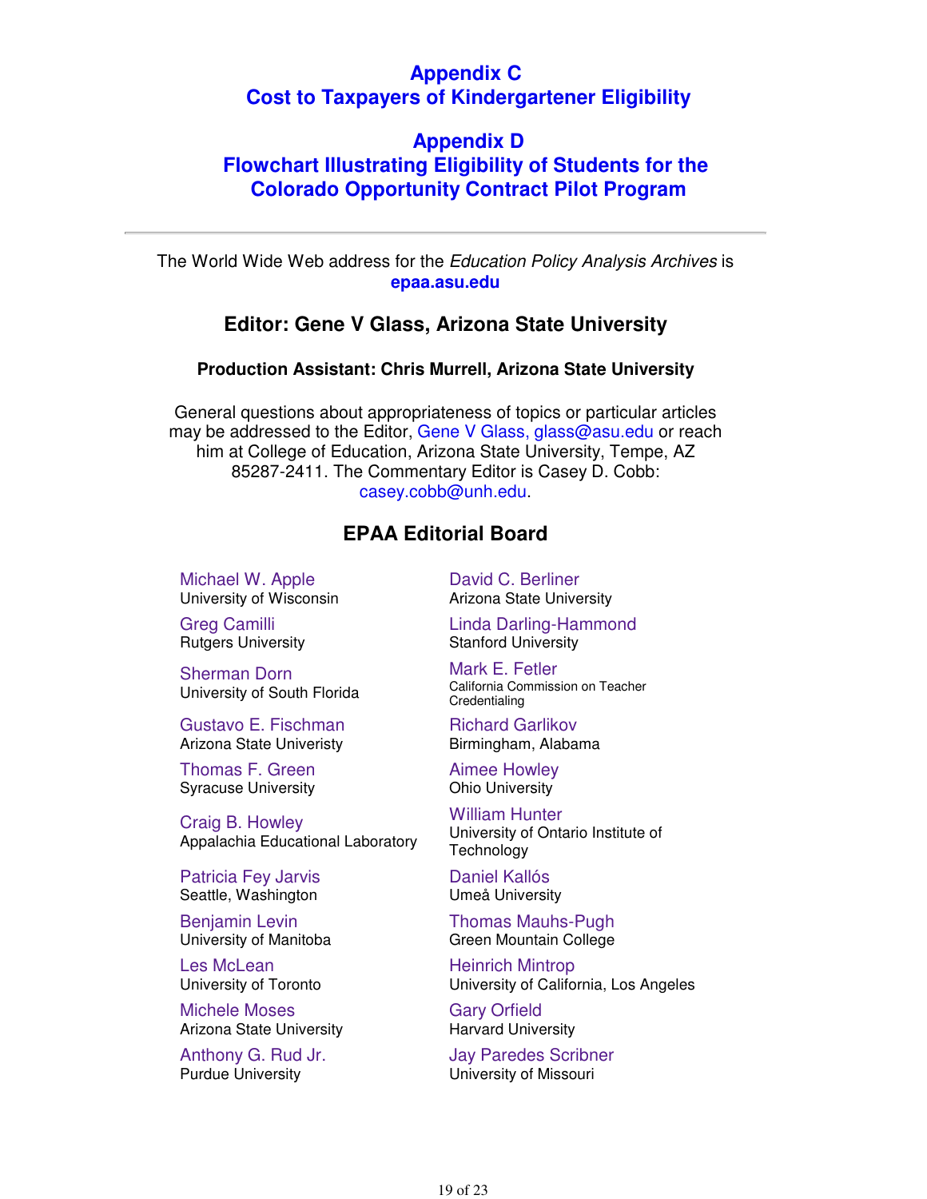## Appendix C
## Cost to Taxpayers of Kindergartener Eligibility

## Appendix D
## Flowchart Illustrating Eligibility of Students for the Colorado Opportunity Contract Pilot Program

---

The World Wide Web address for the *Education Policy Analysis Archives* is **epaa.asu.edu**

### Editor: Gene V Glass, Arizona State University

#### Production Assistant: Chris Murrell, Arizona State University

General questions about appropriateness of topics or particular articles may be addressed to the Editor, Gene V Glass, glass@asu.edu or reach him at College of Education, Arizona State University, Tempe, AZ 85287-2411. The Commentary Editor is Casey D. Cobb: casey.cobb@unh.edu.

### EPAA Editorial Board

Michael W. Apple
University of Wisconsin

David C. Berliner
Arizona State University

Greg Camilli
Rutgers University

Linda Darling-Hammond
Stanford University

Sherman Dorn
University of South Florida

Mark E. Fetler
California Commission on Teacher Credentialing

Gustavo E. Fischman
Arizona State Univeristy

Richard Garlikov
Birmingham, Alabama

Thomas F. Green
Syracuse University

Aimee Howley
Ohio University

Craig B. Howley
Appalachia Educational Laboratory

William Hunter
University of Ontario Institute of Technology

Patricia Fey Jarvis
Seattle, Washington

Daniel Kallós
Umeå University

Benjamin Levin
University of Manitoba

Thomas Mauhs-Pugh
Green Mountain College

Les McLean
University of Toronto

Heinrich Mintrop
University of California, Los Angeles

Michele Moses
Arizona State University

Gary Orfield
Harvard University

Anthony G. Rud Jr.
Purdue University

Jay Paredes Scribner
University of Missouri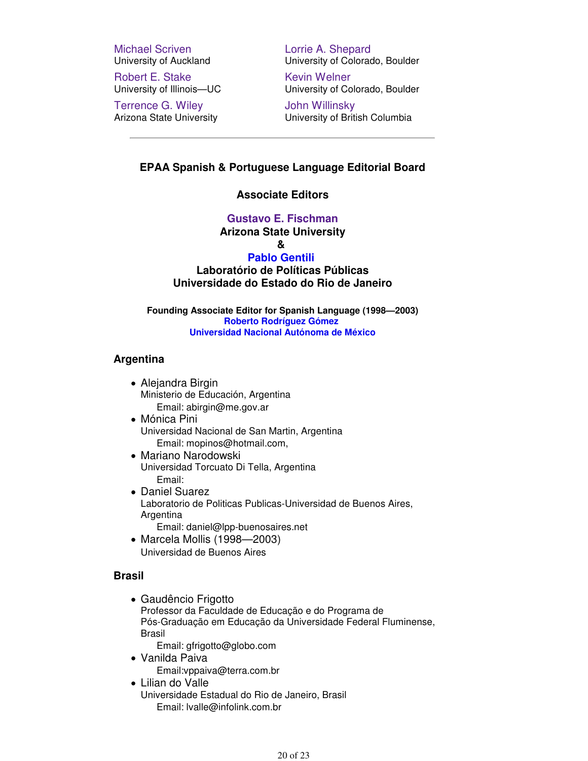Michael Scriven
University of Auckland

Lorrie A. Shepard
University of Colorado, Boulder

Robert E. Stake
University of Illinois—UC

Kevin Welner
University of Colorado, Boulder

Terrence G. Wiley
Arizona State University

John Willinsky
University of British Columbia

---

### EPAA Spanish & Portuguese Language Editorial Board

#### Associate Editors

**Gustavo E. Fischman**
**Arizona State University**
**&**
**Pablo Gentili**
**Laboratório de Políticas Públicas**
**Universidade do Estado do Rio de Janeiro**

**Founding Associate Editor for Spanish Language (1998—2003)**
**Roberto Rodríguez Gómez**
**Universidad Nacional Autónoma de México**

### Argentina

- Alejandra Birgin
  Ministerio de Educación, Argentina
  Email: abirgin@me.gov.ar
- Mónica Pini
  Universidad Nacional de San Martin, Argentina
  Email: mopinos@hotmail.com,
- Mariano Narodowski
  Universidad Torcuato Di Tella, Argentina
  Email:
- Daniel Suarez
  Laboratorio de Politicas Publicas-Universidad de Buenos Aires, Argentina
  Email: daniel@lpp-buenosaires.net
- Marcela Mollis (1998—2003)
  Universidad de Buenos Aires

### Brasil

- Gaudêncio Frigotto
  Professor da Faculdade de Educação e do Programa de Pós-Graduação em Educação da Universidade Federal Fluminense, Brasil
  Email: gfrigotto@globo.com
- Vanilda Paiva
  Email:vppaiva@terra.com.br
- Lilian do Valle
  Universidade Estadual do Rio de Janeiro, Brasil
  Email: lvalle@infolink.com.br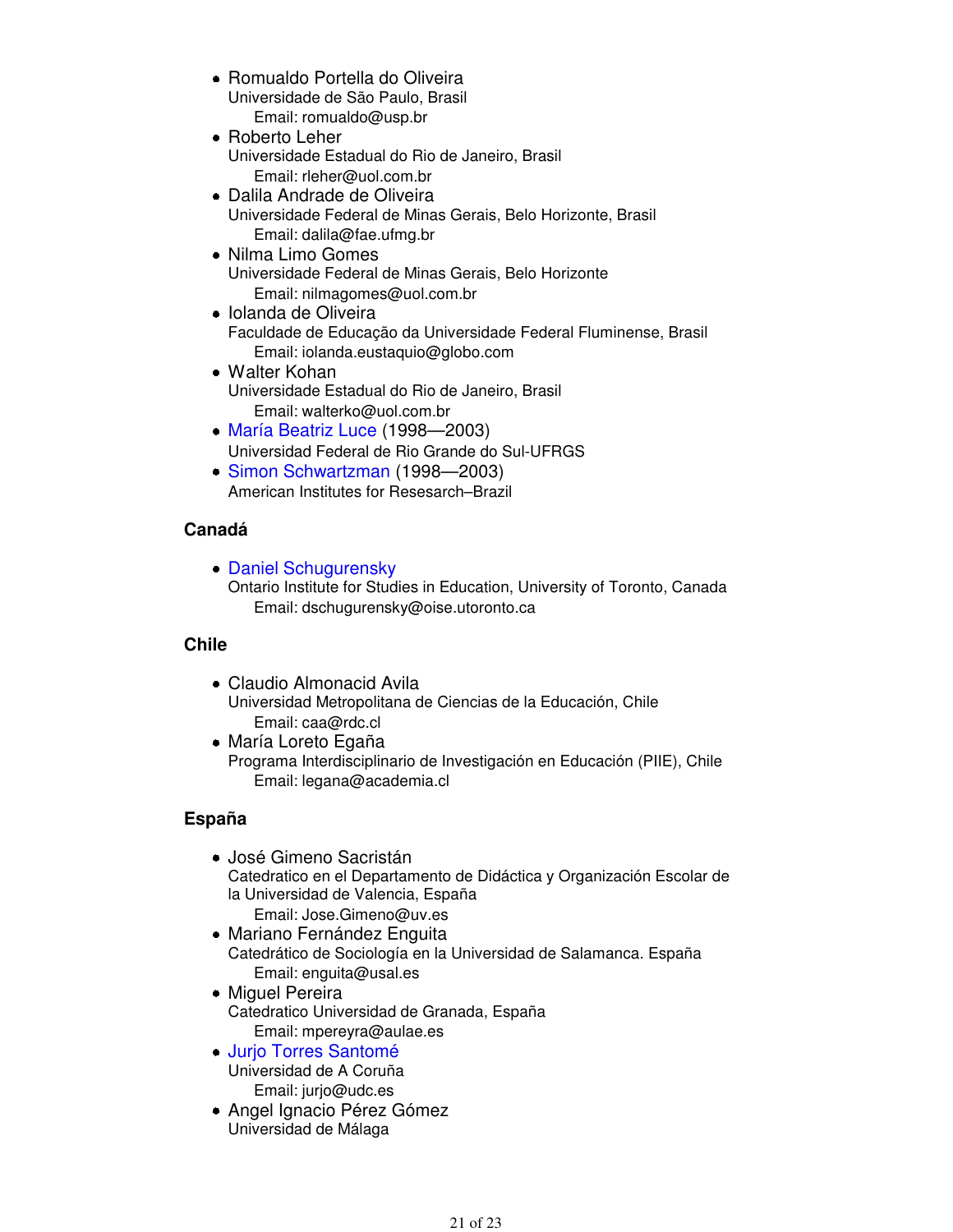- Romualdo Portella do Oliveira
  Universidade de São Paulo, Brasil
  Email: romualdo@usp.br
- Roberto Leher
  Universidade Estadual do Rio de Janeiro, Brasil
  Email: rleher@uol.com.br
- Dalila Andrade de Oliveira
  Universidade Federal de Minas Gerais, Belo Horizonte, Brasil
  Email: dalila@fae.ufmg.br
- Nilma Limo Gomes
  Universidade Federal de Minas Gerais, Belo Horizonte
  Email: nilmagomes@uol.com.br
- Iolanda de Oliveira
  Faculdade de Educação da Universidade Federal Fluminense, Brasil
  Email: iolanda.eustaquio@globo.com
- Walter Kohan
  Universidade Estadual do Rio de Janeiro, Brasil
  Email: walterko@uol.com.br
- María Beatriz Luce (1998—2003)
  Universidad Federal de Rio Grande do Sul-UFRGS
- Simon Schwartzman (1998—2003)
  American Institutes for Resesarch–Brazil

### Canadá

- Daniel Schugurensky
  Ontario Institute for Studies in Education, University of Toronto, Canada
  Email: dschugurensky@oise.utoronto.ca

### Chile

- Claudio Almonacid Avila
  Universidad Metropolitana de Ciencias de la Educación, Chile
  Email: caa@rdc.cl
- María Loreto Egaña
  Programa Interdisciplinario de Investigación en Educación (PIIE), Chile
  Email: legana@academia.cl

### España

- José Gimeno Sacristán
  Catedratico en el Departamento de Didáctica y Organización Escolar de la Universidad de Valencia, España
  Email: Jose.Gimeno@uv.es
- Mariano Fernández Enguita
  Catedrático de Sociología en la Universidad de Salamanca. España
  Email: enguita@usal.es
- Miguel Pereira
  Catedratico Universidad de Granada, España
  Email: mpereyra@aulae.es
- Jurjo Torres Santomé
  Universidad de A Coruña
  Email: jurjo@udc.es
- Angel Ignacio Pérez Gómez
  Universidad de Málaga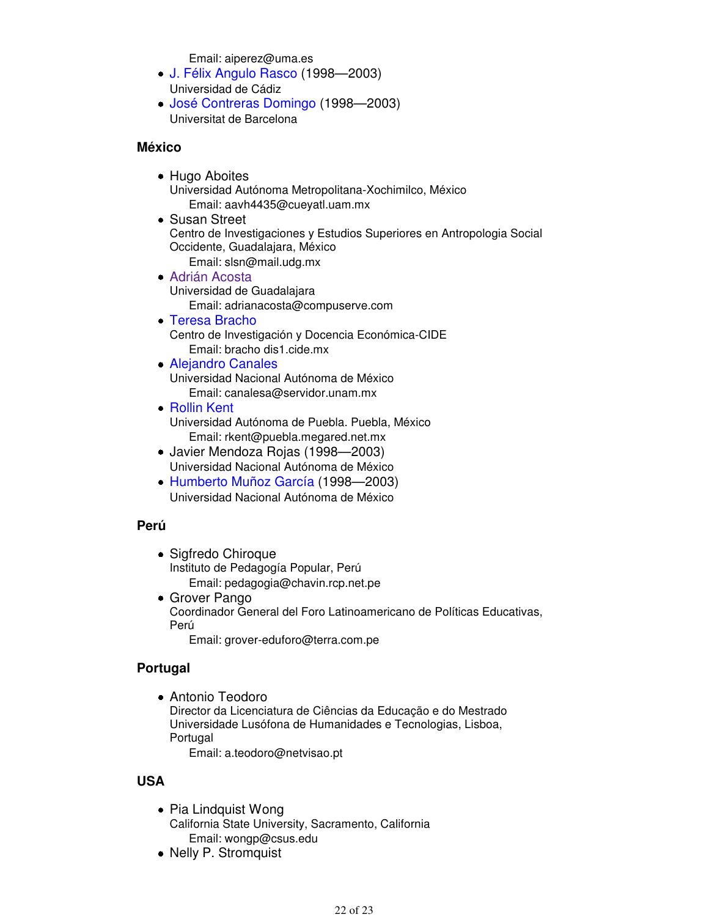Email: aiperez@uma.es

- J. Félix Angulo Rasco (1998—2003)
  Universidad de Cádiz
- José Contreras Domingo (1998—2003)
  Universitat de Barcelona

**México**

- Hugo Aboites
  Universidad Autónoma Metropolitana-Xochimilco, México
  Email: aavh4435@cueyatl.uam.mx
- Susan Street
  Centro de Investigaciones y Estudios Superiores en Antropologia Social Occidente, Guadalajara, México
  Email: slsn@mail.udg.mx
- Adrián Acosta
  Universidad de Guadalajara
  Email: adrianacosta@compuserve.com
- Teresa Bracho
  Centro de Investigación y Docencia Económica-CIDE
  Email: bracho dis1.cide.mx
- Alejandro Canales
  Universidad Nacional Autónoma de México
  Email: canalesa@servidor.unam.mx
- Rollin Kent
  Universidad Autónoma de Puebla. Puebla, México
  Email: rkent@puebla.megared.net.mx
- Javier Mendoza Rojas (1998—2003)
  Universidad Nacional Autónoma de México
- Humberto Muñoz García (1998—2003)
  Universidad Nacional Autónoma de México

**Perú**

- Sigfredo Chiroque
  Instituto de Pedagogía Popular, Perú
  Email: pedagogia@chavin.rcp.net.pe
- Grover Pango
  Coordinador General del Foro Latinoamericano de Políticas Educativas, Perú
  Email: grover-eduforo@terra.com.pe

**Portugal**

- Antonio Teodoro
  Director da Licenciatura de Ciências da Educação e do Mestrado Universidade Lusófona de Humanidades e Tecnologias, Lisboa, Portugal
  Email: a.teodoro@netvisao.pt

**USA**

- Pia Lindquist Wong
  California State University, Sacramento, California
  Email: wongp@csus.edu
- Nelly P. Stromquist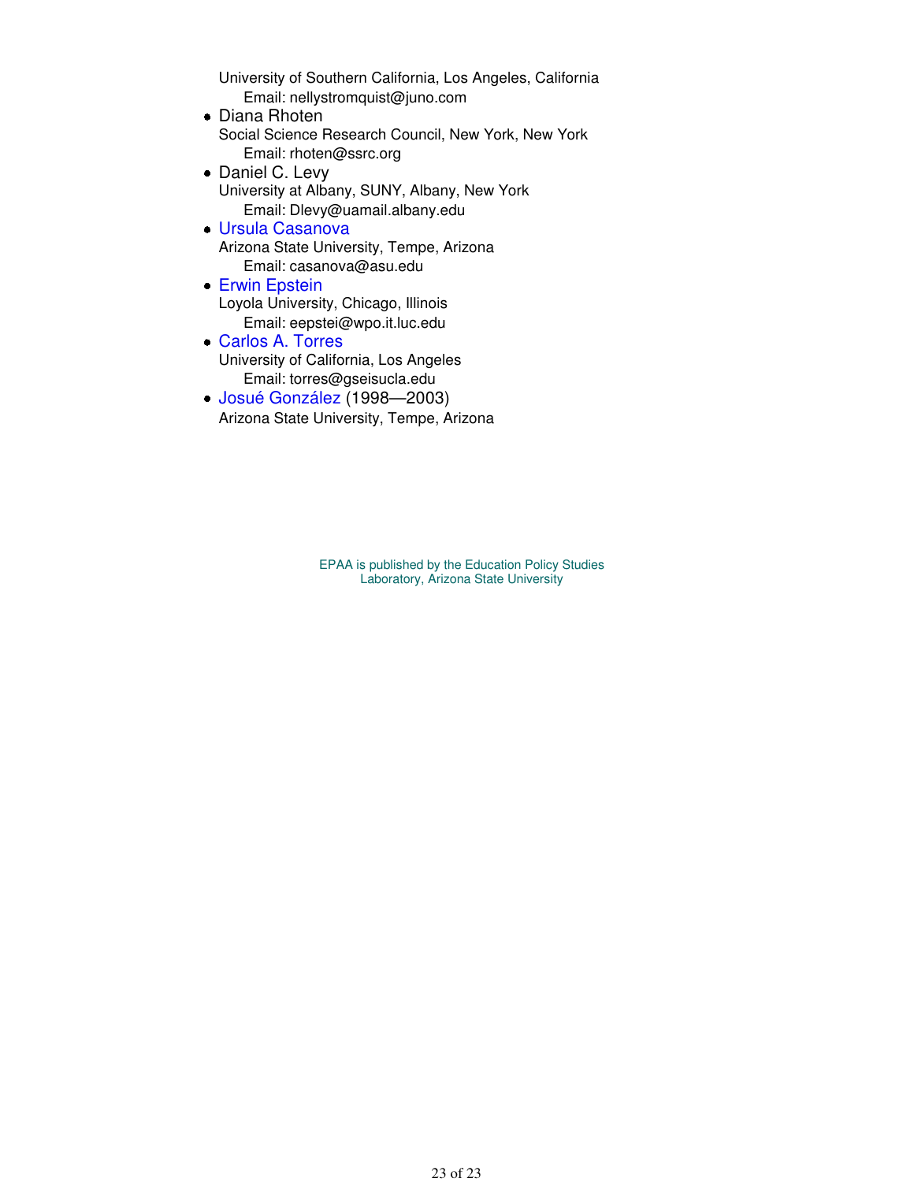University of Southern California, Los Angeles, California
Email: nellystromquist@juno.com

- Diana Rhoten
  Social Science Research Council, New York, New York
  Email: rhoten@ssrc.org
- Daniel C. Levy
  University at Albany, SUNY, Albany, New York
  Email: Dlevy@uamail.albany.edu
- Ursula Casanova
  Arizona State University, Tempe, Arizona
  Email: casanova@asu.edu
- Erwin Epstein
  Loyola University, Chicago, Illinois
  Email: eepstei@wpo.it.luc.edu
- Carlos A. Torres
  University of California, Los Angeles
  Email: torres@gseisucla.edu
- Josué González (1998—2003)
  Arizona State University, Tempe, Arizona

EPAA is published by the Education Policy Studies Laboratory, Arizona State University